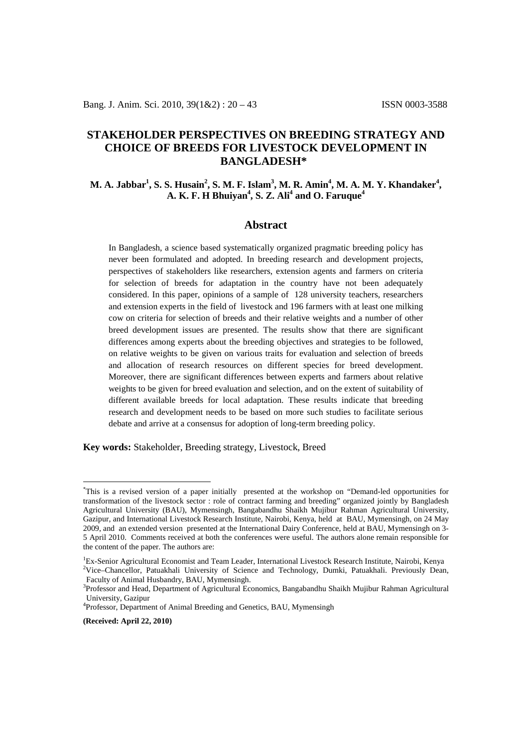# STAKEHOLDER PERSPECTIVES ON BREEDING STRATEGY AND CHOICE OF BREEDS FOR LIVESTOCK DEVELOPMENT IN BANGLADESH*

**M. A. Jabbar[1], S. S. Husain[2], S. M. F. Islam[3], M. R. Amin[4], M. A. M. Y. Khandaker[4], A. K. F. H Bhuiyan[4], S. Z. Ali[4] and O. Faruque[4]**

## Abstract

In Bangladesh, a science based systematically organized pragmatic breeding policy has never been formulated and adopted. In breeding research and development projects, perspectives of stakeholders like researchers, extension agents and farmers on criteria for selection of breeds for adaptation in the country have not been adequately considered. In this paper, opinions of a sample of 128 university teachers, researchers and extension experts in the field of livestock and 196 farmers with at least one milking cow on criteria for selection of breeds and their relative weights and a number of other breed development issues are presented. The results show that there are significant differences among experts about the breeding objectives and strategies to be followed, on relative weights to be given on various traits for evaluation and selection of breeds and allocation of research resources on different species for breed development. Moreover, there are significant differences between experts and farmers about relative weights to be given for breed evaluation and selection, and on the extent of suitability of different available breeds for local adaptation. These results indicate that breeding research and development needs to be based on more such studies to facilitate serious debate and arrive at a consensus for adoption of long-term breeding policy.

**Key words:** Stakeholder, Breeding strategy, Livestock, Breed

---

*This is a revised version of a paper initially presented at the workshop on "Demand-led opportunities for transformation of the livestock sector : role of contract farming and breeding" organized jointly by Bangladesh Agricultural University (BAU), Mymensingh, Bangabandhu Shaikh Mujibur Rahman Agricultural University, Gazipur, and International Livestock Research Institute, Nairobi, Kenya, held at BAU, Mymensingh, on 24 May 2009, and an extended version presented at the International Dairy Conference, held at BAU, Mymensingh on 3-5 April 2010. Comments received at both the conferences were useful. The authors alone remain responsible for the content of the paper. The authors are:

[1]Ex-Senior Agricultural Economist and Team Leader, International Livestock Research Institute, Nairobi, Kenya

[2]Vice–Chancellor, Patuakhali University of Science and Technology, Dumki, Patuakhali. Previously Dean, Faculty of Animal Husbandry, BAU, Mymensingh.

[3]Professor and Head, Department of Agricultural Economics, Bangabandhu Shaikh Mujibur Rahman Agricultural University, Gazipur

[4]Professor, Department of Animal Breeding and Genetics, BAU, Mymensingh

**(Received: April 22, 2010)**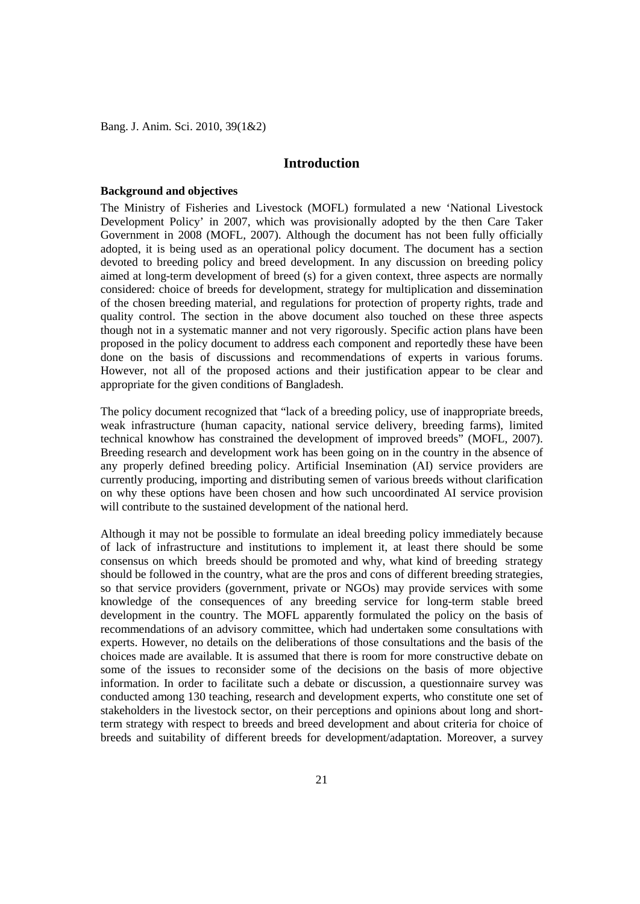# Introduction

### Background and objectives

The Ministry of Fisheries and Livestock (MOFL) formulated a new 'National Livestock Development Policy' in 2007, which was provisionally adopted by the then Care Taker Government in 2008 (MOFL, 2007). Although the document has not been fully officially adopted, it is being used as an operational policy document. The document has a section devoted to breeding policy and breed development. In any discussion on breeding policy aimed at long-term development of breed (s) for a given context, three aspects are normally considered: choice of breeds for development, strategy for multiplication and dissemination of the chosen breeding material, and regulations for protection of property rights, trade and quality control. The section in the above document also touched on these three aspects though not in a systematic manner and not very rigorously. Specific action plans have been proposed in the policy document to address each component and reportedly these have been done on the basis of discussions and recommendations of experts in various forums. However, not all of the proposed actions and their justification appear to be clear and appropriate for the given conditions of Bangladesh.

The policy document recognized that "lack of a breeding policy, use of inappropriate breeds, weak infrastructure (human capacity, national service delivery, breeding farms), limited technical knowhow has constrained the development of improved breeds" (MOFL, 2007). Breeding research and development work has been going on in the country in the absence of any properly defined breeding policy. Artificial Insemination (AI) service providers are currently producing, importing and distributing semen of various breeds without clarification on why these options have been chosen and how such uncoordinated AI service provision will contribute to the sustained development of the national herd.

Although it may not be possible to formulate an ideal breeding policy immediately because of lack of infrastructure and institutions to implement it, at least there should be some consensus on which breeds should be promoted and why, what kind of breeding strategy should be followed in the country, what are the pros and cons of different breeding strategies, so that service providers (government, private or NGOs) may provide services with some knowledge of the consequences of any breeding service for long-term stable breed development in the country. The MOFL apparently formulated the policy on the basis of recommendations of an advisory committee, which had undertaken some consultations with experts. However, no details on the deliberations of those consultations and the basis of the choices made are available. It is assumed that there is room for more constructive debate on some of the issues to reconsider some of the decisions on the basis of more objective information. In order to facilitate such a debate or discussion, a questionnaire survey was conducted among 130 teaching, research and development experts, who constitute one set of stakeholders in the livestock sector, on their perceptions and opinions about long and short-term strategy with respect to breeds and breed development and about criteria for choice of breeds and suitability of different breeds for development/adaptation. Moreover, a survey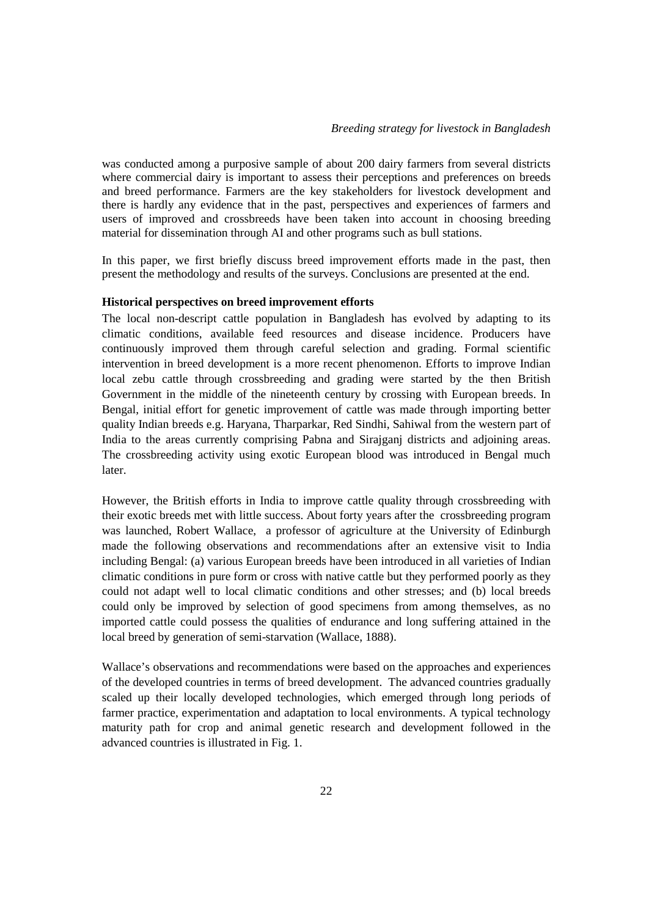was conducted among a purposive sample of about 200 dairy farmers from several districts where commercial dairy is important to assess their perceptions and preferences on breeds and breed performance. Farmers are the key stakeholders for livestock development and there is hardly any evidence that in the past, perspectives and experiences of farmers and users of improved and crossbreeds have been taken into account in choosing breeding material for dissemination through AI and other programs such as bull stations.

In this paper, we first briefly discuss breed improvement efforts made in the past, then present the methodology and results of the surveys. Conclusions are presented at the end.

**Historical perspectives on breed improvement efforts**

The local non-descript cattle population in Bangladesh has evolved by adapting to its climatic conditions, available feed resources and disease incidence. Producers have continuously improved them through careful selection and grading. Formal scientific intervention in breed development is a more recent phenomenon. Efforts to improve Indian local zebu cattle through crossbreeding and grading were started by the then British Government in the middle of the nineteenth century by crossing with European breeds. In Bengal, initial effort for genetic improvement of cattle was made through importing better quality Indian breeds e.g. Haryana, Tharparkar, Red Sindhi, Sahiwal from the western part of India to the areas currently comprising Pabna and Sirajganj districts and adjoining areas. The crossbreeding activity using exotic European blood was introduced in Bengal much later.

However, the British efforts in India to improve cattle quality through crossbreeding with their exotic breeds met with little success. About forty years after the crossbreeding program was launched, Robert Wallace, a professor of agriculture at the University of Edinburgh made the following observations and recommendations after an extensive visit to India including Bengal: (a) various European breeds have been introduced in all varieties of Indian climatic conditions in pure form or cross with native cattle but they performed poorly as they could not adapt well to local climatic conditions and other stresses; and (b) local breeds could only be improved by selection of good specimens from among themselves, as no imported cattle could possess the qualities of endurance and long suffering attained in the local breed by generation of semi-starvation (Wallace, 1888).

Wallace's observations and recommendations were based on the approaches and experiences of the developed countries in terms of breed development. The advanced countries gradually scaled up their locally developed technologies, which emerged through long periods of farmer practice, experimentation and adaptation to local environments. A typical technology maturity path for crop and animal genetic research and development followed in the advanced countries is illustrated in Fig. 1.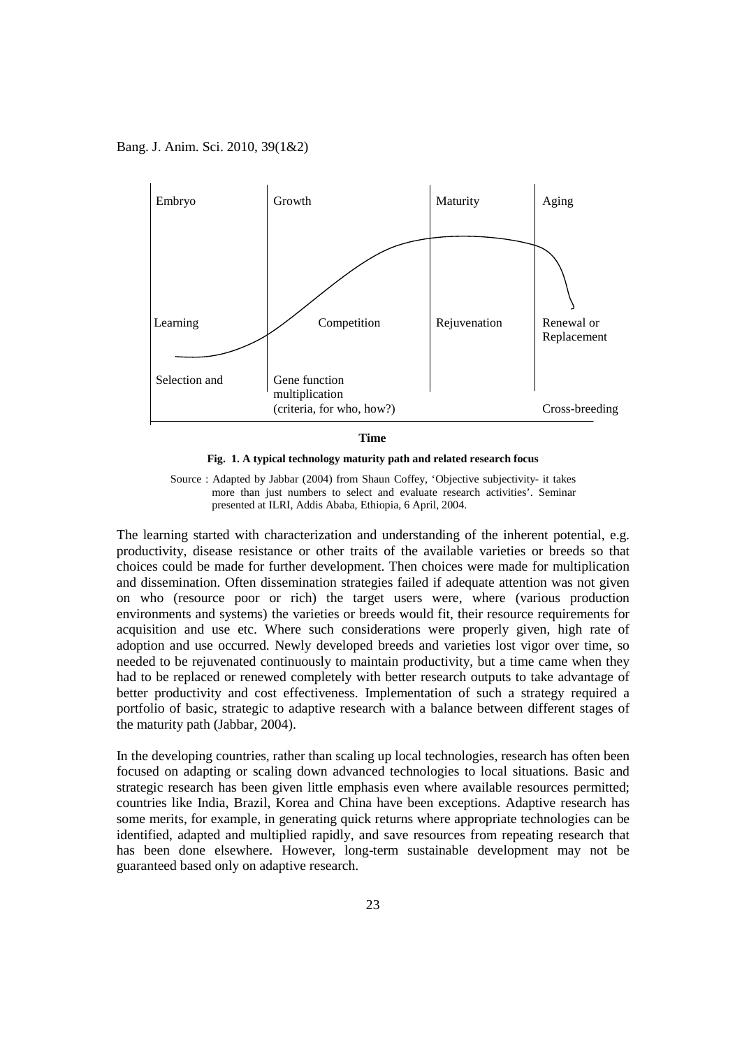| Embryo | Growth | Maturity | Aging |
|---|---|---|---|
| Learning | Competition | Rejuvenation | Renewal or Replacement |
| Selection and | Gene function multiplication (criteria, for who, how?) | | Cross-breeding |

**Time**

**Fig. 1. A typical technology maturity path and related research focus**

Source : Adapted by Jabbar (2004) from Shaun Coffey, 'Objective subjectivity- it takes more than just numbers to select and evaluate research activities'. Seminar presented at ILRI, Addis Ababa, Ethiopia, 6 April, 2004.

The learning started with characterization and understanding of the inherent potential, e.g. productivity, disease resistance or other traits of the available varieties or breeds so that choices could be made for further development. Then choices were made for multiplication and dissemination. Often dissemination strategies failed if adequate attention was not given on who (resource poor or rich) the target users were, where (various production environments and systems) the varieties or breeds would fit, their resource requirements for acquisition and use etc. Where such considerations were properly given, high rate of adoption and use occurred. Newly developed breeds and varieties lost vigor over time, so needed to be rejuvenated continuously to maintain productivity, but a time came when they had to be replaced or renewed completely with better research outputs to take advantage of better productivity and cost effectiveness. Implementation of such a strategy required a portfolio of basic, strategic to adaptive research with a balance between different stages of the maturity path (Jabbar, 2004).

In the developing countries, rather than scaling up local technologies, research has often been focused on adapting or scaling down advanced technologies to local situations. Basic and strategic research has been given little emphasis even where available resources permitted; countries like India, Brazil, Korea and China have been exceptions. Adaptive research has some merits, for example, in generating quick returns where appropriate technologies can be identified, adapted and multiplied rapidly, and save resources from repeating research that has been done elsewhere. However, long-term sustainable development may not be guaranteed based only on adaptive research.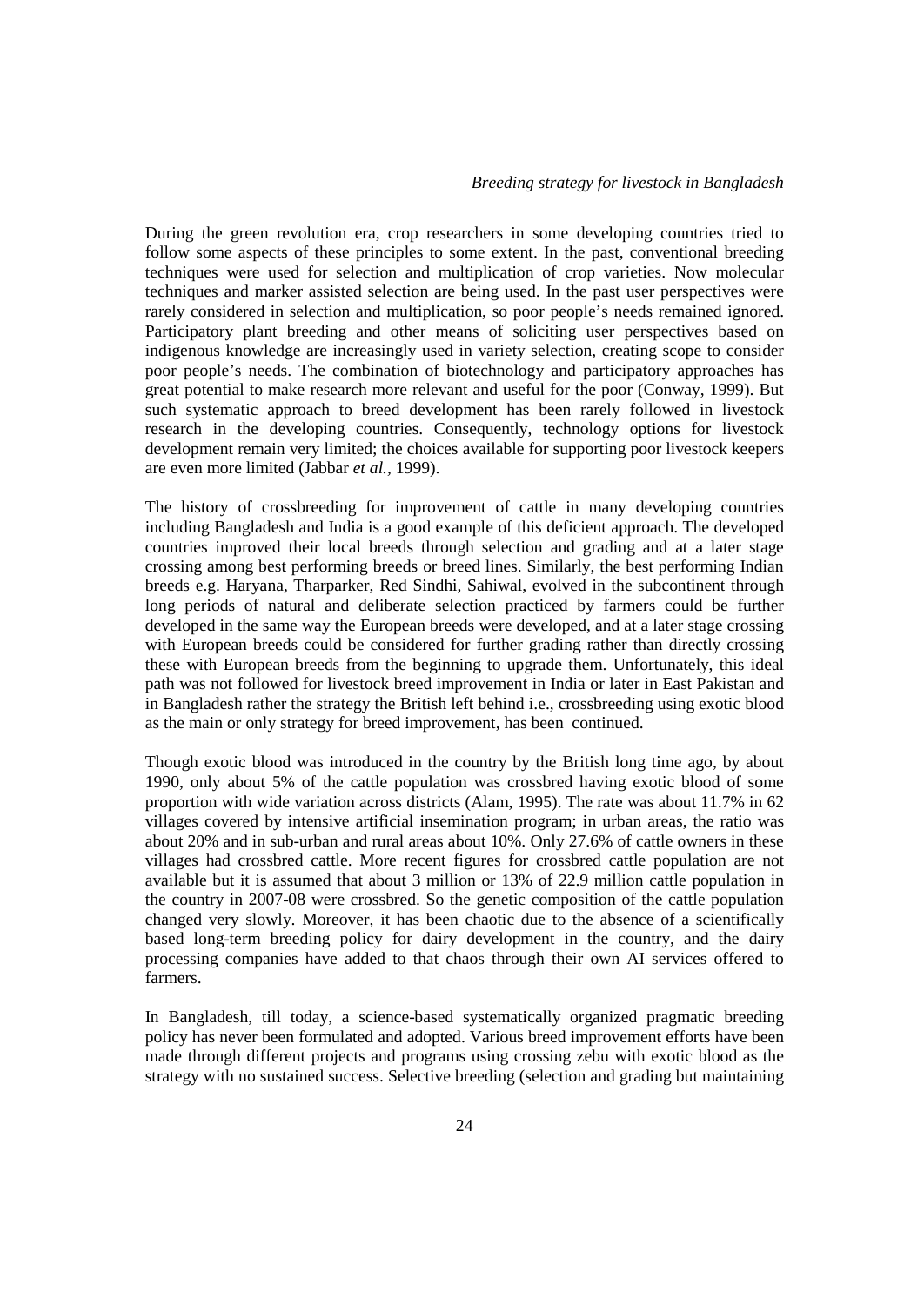During the green revolution era, crop researchers in some developing countries tried to follow some aspects of these principles to some extent. In the past, conventional breeding techniques were used for selection and multiplication of crop varieties. Now molecular techniques and marker assisted selection are being used. In the past user perspectives were rarely considered in selection and multiplication, so poor people's needs remained ignored. Participatory plant breeding and other means of soliciting user perspectives based on indigenous knowledge are increasingly used in variety selection, creating scope to consider poor people's needs. The combination of biotechnology and participatory approaches has great potential to make research more relevant and useful for the poor (Conway, 1999). But such systematic approach to breed development has been rarely followed in livestock research in the developing countries. Consequently, technology options for livestock development remain very limited; the choices available for supporting poor livestock keepers are even more limited (Jabbar *et al.,* 1999).

The history of crossbreeding for improvement of cattle in many developing countries including Bangladesh and India is a good example of this deficient approach. The developed countries improved their local breeds through selection and grading and at a later stage crossing among best performing breeds or breed lines. Similarly, the best performing Indian breeds e.g. Haryana, Tharparker, Red Sindhi, Sahiwal, evolved in the subcontinent through long periods of natural and deliberate selection practiced by farmers could be further developed in the same way the European breeds were developed, and at a later stage crossing with European breeds could be considered for further grading rather than directly crossing these with European breeds from the beginning to upgrade them. Unfortunately, this ideal path was not followed for livestock breed improvement in India or later in East Pakistan and in Bangladesh rather the strategy the British left behind i.e., crossbreeding using exotic blood as the main or only strategy for breed improvement, has been continued.

Though exotic blood was introduced in the country by the British long time ago, by about 1990, only about 5% of the cattle population was crossbred having exotic blood of some proportion with wide variation across districts (Alam, 1995). The rate was about 11.7% in 62 villages covered by intensive artificial insemination program; in urban areas, the ratio was about 20% and in sub-urban and rural areas about 10%. Only 27.6% of cattle owners in these villages had crossbred cattle. More recent figures for crossbred cattle population are not available but it is assumed that about 3 million or 13% of 22.9 million cattle population in the country in 2007-08 were crossbred. So the genetic composition of the cattle population changed very slowly. Moreover, it has been chaotic due to the absence of a scientifically based long-term breeding policy for dairy development in the country, and the dairy processing companies have added to that chaos through their own AI services offered to farmers.

In Bangladesh, till today, a science-based systematically organized pragmatic breeding policy has never been formulated and adopted. Various breed improvement efforts have been made through different projects and programs using crossing zebu with exotic blood as the strategy with no sustained success. Selective breeding (selection and grading but maintaining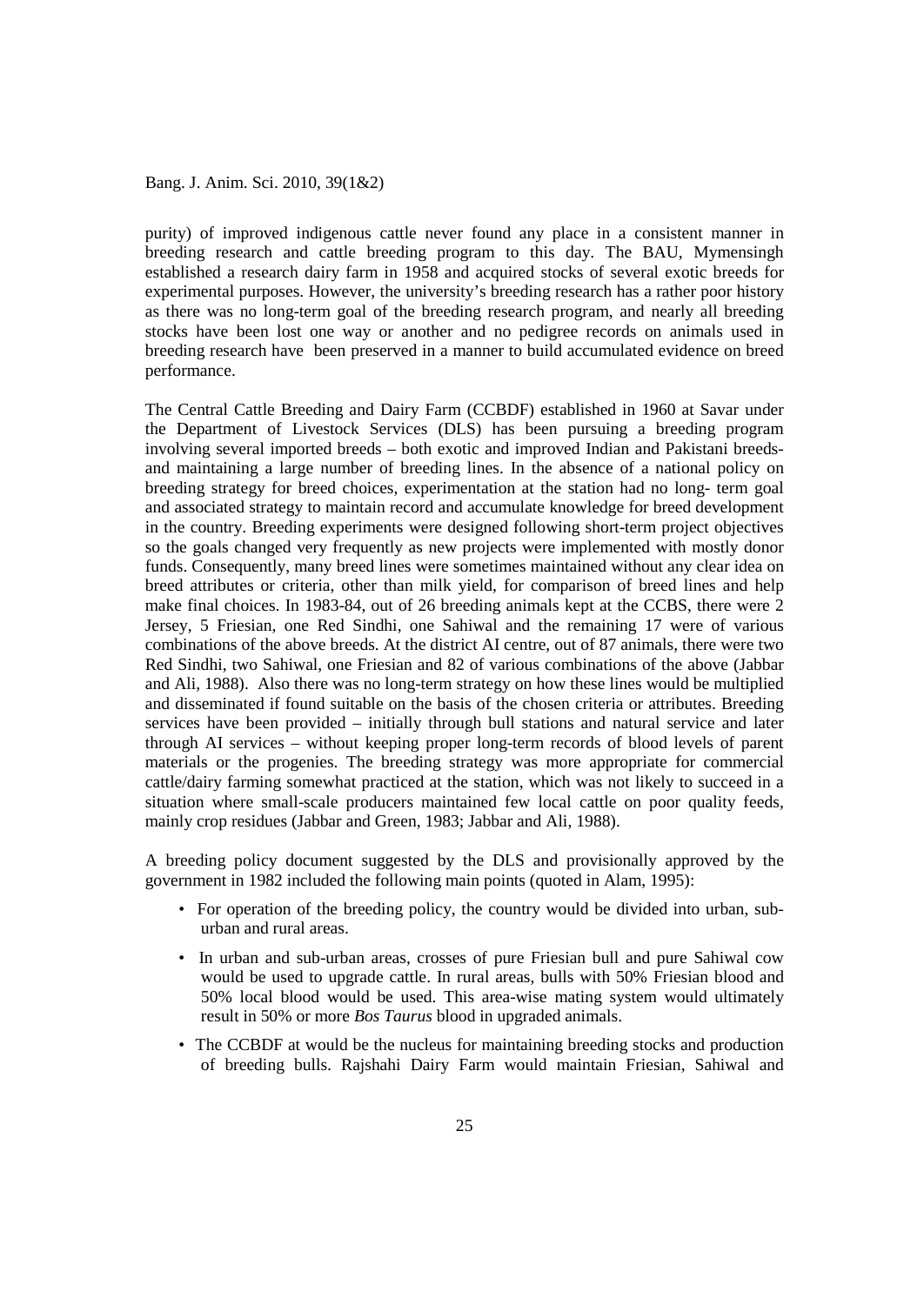purity) of improved indigenous cattle never found any place in a consistent manner in breeding research and cattle breeding program to this day. The BAU, Mymensingh established a research dairy farm in 1958 and acquired stocks of several exotic breeds for experimental purposes. However, the university's breeding research has a rather poor history as there was no long-term goal of the breeding research program, and nearly all breeding stocks have been lost one way or another and no pedigree records on animals used in breeding research have been preserved in a manner to build accumulated evidence on breed performance.

The Central Cattle Breeding and Dairy Farm (CCBDF) established in 1960 at Savar under the Department of Livestock Services (DLS) has been pursuing a breeding program involving several imported breeds – both exotic and improved Indian and Pakistani breeds- and maintaining a large number of breeding lines. In the absence of a national policy on breeding strategy for breed choices, experimentation at the station had no long- term goal and associated strategy to maintain record and accumulate knowledge for breed development in the country. Breeding experiments were designed following short-term project objectives so the goals changed very frequently as new projects were implemented with mostly donor funds. Consequently, many breed lines were sometimes maintained without any clear idea on breed attributes or criteria, other than milk yield, for comparison of breed lines and help make final choices. In 1983-84, out of 26 breeding animals kept at the CCBS, there were 2 Jersey, 5 Friesian, one Red Sindhi, one Sahiwal and the remaining 17 were of various combinations of the above breeds. At the district AI centre, out of 87 animals, there were two Red Sindhi, two Sahiwal, one Friesian and 82 of various combinations of the above (Jabbar and Ali, 1988). Also there was no long-term strategy on how these lines would be multiplied and disseminated if found suitable on the basis of the chosen criteria or attributes. Breeding services have been provided – initially through bull stations and natural service and later through AI services – without keeping proper long-term records of blood levels of parent materials or the progenies. The breeding strategy was more appropriate for commercial cattle/dairy farming somewhat practiced at the station, which was not likely to succeed in a situation where small-scale producers maintained few local cattle on poor quality feeds, mainly crop residues (Jabbar and Green, 1983; Jabbar and Ali, 1988).

A breeding policy document suggested by the DLS and provisionally approved by the government in 1982 included the following main points (quoted in Alam, 1995):

- For operation of the breeding policy, the country would be divided into urban, sub-urban and rural areas.
- In urban and sub-urban areas, crosses of pure Friesian bull and pure Sahiwal cow would be used to upgrade cattle. In rural areas, bulls with 50% Friesian blood and 50% local blood would be used. This area-wise mating system would ultimately result in 50% or more *Bos Taurus* blood in upgraded animals.
- The CCBDF at would be the nucleus for maintaining breeding stocks and production of breeding bulls. Rajshahi Dairy Farm would maintain Friesian, Sahiwal and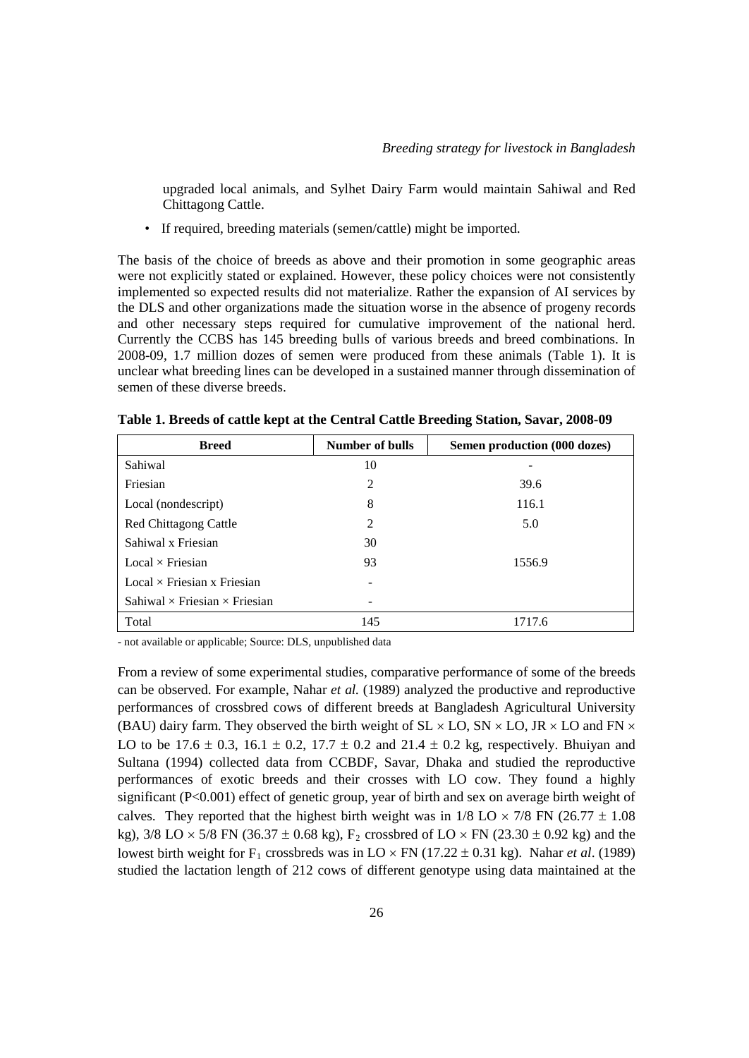upgraded local animals, and Sylhet Dairy Farm would maintain Sahiwal and Red Chittagong Cattle.

- If required, breeding materials (semen/cattle) might be imported.

The basis of the choice of breeds as above and their promotion in some geographic areas were not explicitly stated or explained. However, these policy choices were not consistently implemented so expected results did not materialize. Rather the expansion of AI services by the DLS and other organizations made the situation worse in the absence of progeny records and other necessary steps required for cumulative improvement of the national herd. Currently the CCBS has 145 breeding bulls of various breeds and breed combinations. In 2008-09, 1.7 million dozes of semen were produced from these animals (Table 1). It is unclear what breeding lines can be developed in a sustained manner through dissemination of semen of these diverse breeds.

**Table 1. Breeds of cattle kept at the Central Cattle Breeding Station, Savar, 2008-09**

| Breed | Number of bulls | Semen production (000 dozes) |
|---|---|---|
| Sahiwal | 10 | - |
| Friesian | 2 | 39.6 |
| Local (nondescript) | 8 | 116.1 |
| Red Chittagong Cattle | 2 | 5.0 |
| Sahiwal x Friesian | 30 | |
| Local × Friesian | 93 | 1556.9 |
| Local × Friesian x Friesian | - | |
| Sahiwal × Friesian × Friesian | - | |
| Total | 145 | 1717.6 |

- not available or applicable; Source: DLS, unpublished data

From a review of some experimental studies, comparative performance of some of the breeds can be observed. For example, Nahar *et al.* (1989) analyzed the productive and reproductive performances of crossbred cows of different breeds at Bangladesh Agricultural University (BAU) dairy farm. They observed the birth weight of SL × LO, SN × LO, JR × LO and FN × LO to be 17.6 ± 0.3, 16.1 ± 0.2, 17.7 ± 0.2 and 21.4 ± 0.2 kg, respectively. Bhuiyan and Sultana (1994) collected data from CCBDF, Savar, Dhaka and studied the reproductive performances of exotic breeds and their crosses with LO cow. They found a highly significant ($P<0.001$) effect of genetic group, year of birth and sex on average birth weight of calves. They reported that the highest birth weight was in 1/8 LO × 7/8 FN (26.77 ± 1.08 kg), 3/8 LO × 5/8 FN (36.37 ± 0.68 kg), $F_2$ crossbred of LO × FN (23.30 ± 0.92 kg) and the lowest birth weight for $F_1$ crossbreds was in LO × FN (17.22 ± 0.31 kg). Nahar *et al*. (1989) studied the lactation length of 212 cows of different genotype using data maintained at the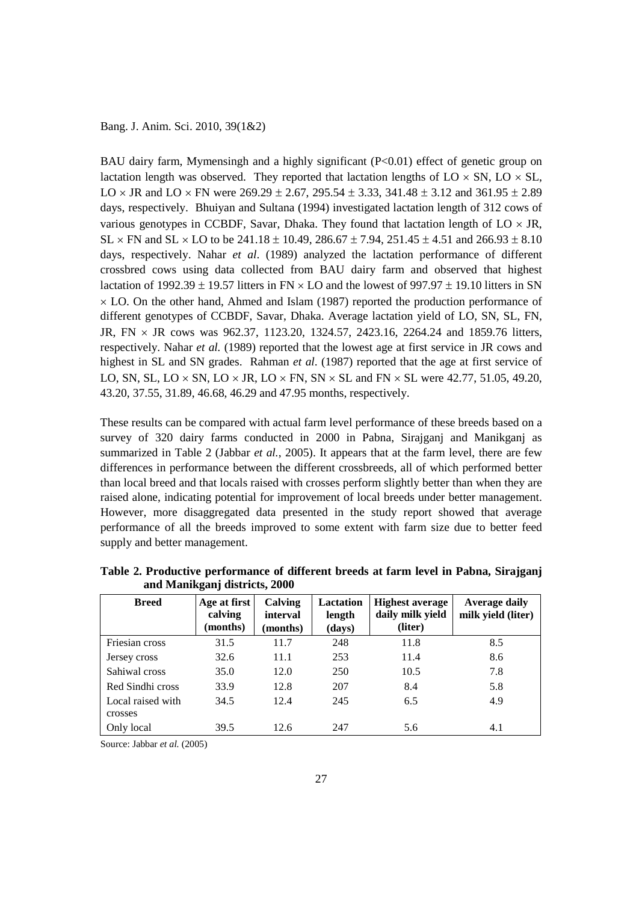BAU dairy farm, Mymensingh and a highly significant ($P<0.01$) effect of genetic group on lactation length was observed. They reported that lactation lengths of LO × SN, LO × SL, LO × JR and LO × FN were 269.29 ± 2.67, 295.54 ± 3.33, 341.48 ± 3.12 and 361.95 ± 2.89 days, respectively. Bhuiyan and Sultana (1994) investigated lactation length of 312 cows of various genotypes in CCBDF, Savar, Dhaka. They found that lactation length of LO × JR, SL × FN and SL × LO to be 241.18 ± 10.49, 286.67 ± 7.94, 251.45 ± 4.51 and 266.93 ± 8.10 days, respectively. Nahar *et al*. (1989) analyzed the lactation performance of different crossbred cows using data collected from BAU dairy farm and observed that highest lactation of 1992.39 ± 19.57 litters in FN × LO and the lowest of 997.97 ± 19.10 litters in SN × LO. On the other hand, Ahmed and Islam (1987) reported the production performance of different genotypes of CCBDF, Savar, Dhaka. Average lactation yield of LO, SN, SL, FN, JR, FN × JR cows was 962.37, 1123.20, 1324.57, 2423.16, 2264.24 and 1859.76 litters, respectively. Nahar *et al.* (1989) reported that the lowest age at first service in JR cows and highest in SL and SN grades. Rahman *et al*. (1987) reported that the age at first service of LO, SN, SL, LO × SN, LO × JR, LO × FN, SN × SL and FN × SL were 42.77, 51.05, 49.20, 43.20, 37.55, 31.89, 46.68, 46.29 and 47.95 months, respectively.

These results can be compared with actual farm level performance of these breeds based on a survey of 320 dairy farms conducted in 2000 in Pabna, Sirajganj and Manikganj as summarized in Table 2 (Jabbar *et al.*, 2005). It appears that at the farm level, there are few differences in performance between the different crossbreeds, all of which performed better than local breed and that locals raised with crosses perform slightly better than when they are raised alone, indicating potential for improvement of local breeds under better management. However, more disaggregated data presented in the study report showed that average performance of all the breeds improved to some extent with farm size due to better feed supply and better management.

**Table 2. Productive performance of different breeds at farm level in Pabna, Sirajganj and Manikganj districts, 2000**

| Breed | Age at first calving (months) | Calving interval (months) | Lactation length (days) | Highest average daily milk yield (liter) | Average daily milk yield (liter) |
|---|---|---|---|---|---|
| Friesian cross | 31.5 | 11.7 | 248 | 11.8 | 8.5 |
| Jersey cross | 32.6 | 11.1 | 253 | 11.4 | 8.6 |
| Sahiwal cross | 35.0 | 12.0 | 250 | 10.5 | 7.8 |
| Red Sindhi cross | 33.9 | 12.8 | 207 | 8.4 | 5.8 |
| Local raised with crosses | 34.5 | 12.4 | 245 | 6.5 | 4.9 |
| Only local | 39.5 | 12.6 | 247 | 5.6 | 4.1 |

Source: Jabbar *et al.* (2005)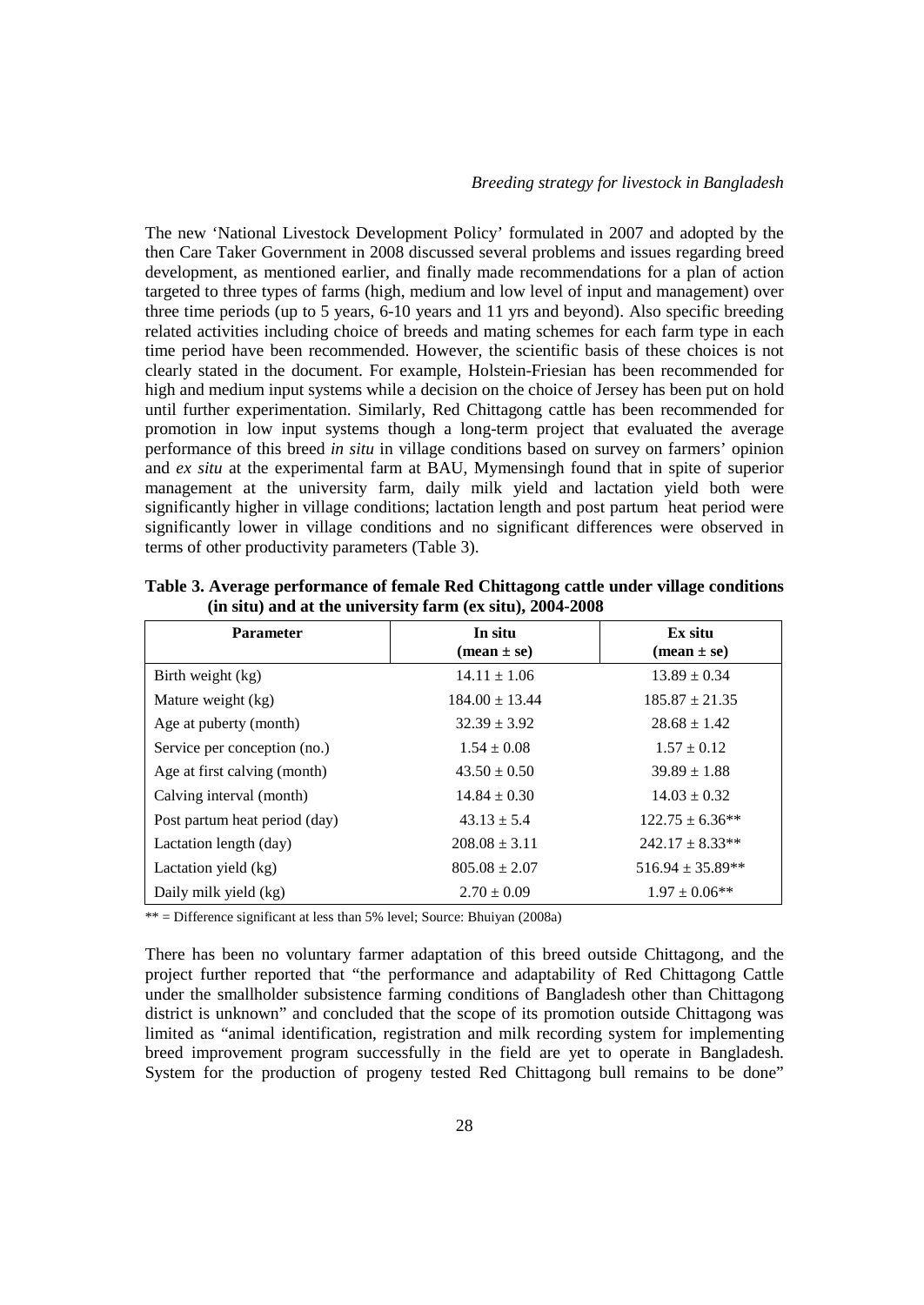The new 'National Livestock Development Policy' formulated in 2007 and adopted by the then Care Taker Government in 2008 discussed several problems and issues regarding breed development, as mentioned earlier, and finally made recommendations for a plan of action targeted to three types of farms (high, medium and low level of input and management) over three time periods (up to 5 years, 6-10 years and 11 yrs and beyond). Also specific breeding related activities including choice of breeds and mating schemes for each farm type in each time period have been recommended. However, the scientific basis of these choices is not clearly stated in the document. For example, Holstein-Friesian has been recommended for high and medium input systems while a decision on the choice of Jersey has been put on hold until further experimentation. Similarly, Red Chittagong cattle has been recommended for promotion in low input systems though a long-term project that evaluated the average performance of this breed *in situ* in village conditions based on survey on farmers' opinion and *ex situ* at the experimental farm at BAU, Mymensingh found that in spite of superior management at the university farm, daily milk yield and lactation yield both were significantly higher in village conditions; lactation length and post partum heat period were significantly lower in village conditions and no significant differences were observed in terms of other productivity parameters (Table 3).

**Table 3. Average performance of female Red Chittagong cattle under village conditions (in situ) and at the university farm (ex situ), 2004-2008**

| Parameter | In situ (mean ± se) | Ex situ (mean ± se) |
|---|---|---|
| Birth weight (kg) | 14.11 ± 1.06 | 13.89 ± 0.34 |
| Mature weight (kg) | 184.00 ± 13.44 | 185.87 ± 21.35 |
| Age at puberty (month) | 32.39 ± 3.92 | 28.68 ± 1.42 |
| Service per conception (no.) | 1.54 ± 0.08 | 1.57 ± 0.12 |
| Age at first calving (month) | 43.50 ± 0.50 | 39.89 ± 1.88 |
| Calving interval (month) | 14.84 ± 0.30 | 14.03 ± 0.32 |
| Post partum heat period (day) | 43.13 ± 5.4 | 122.75 ± 6.36** |
| Lactation length (day) | 208.08 ± 3.11 | 242.17 ± 8.33** |
| Lactation yield (kg) | 805.08 ± 2.07 | 516.94 ± 35.89** |
| Daily milk yield (kg) | 2.70 ± 0.09 | 1.97 ± 0.06** |

** = Difference significant at less than 5% level; Source: Bhuiyan (2008a)

There has been no voluntary farmer adaptation of this breed outside Chittagong, and the project further reported that "the performance and adaptability of Red Chittagong Cattle under the smallholder subsistence farming conditions of Bangladesh other than Chittagong district is unknown" and concluded that the scope of its promotion outside Chittagong was limited as "animal identification, registration and milk recording system for implementing breed improvement program successfully in the field are yet to operate in Bangladesh. System for the production of progeny tested Red Chittagong bull remains to be done"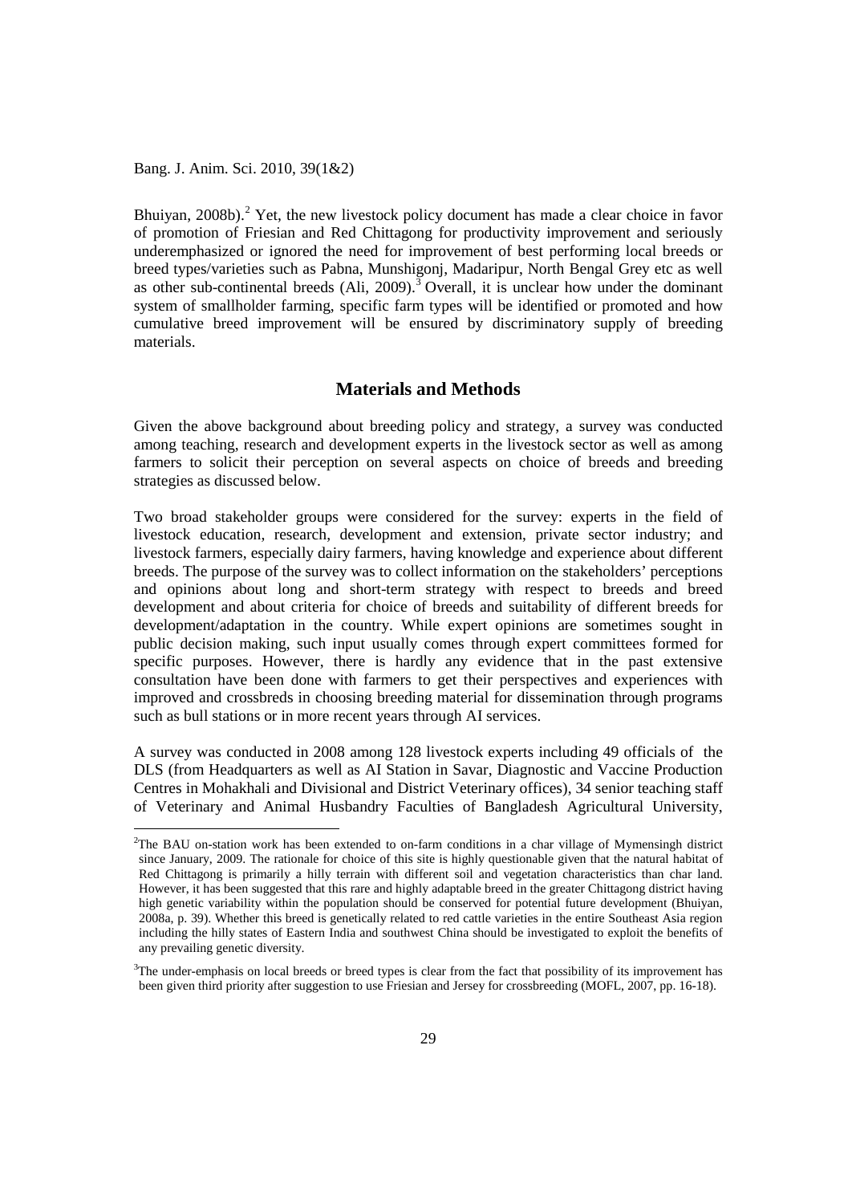Bhuiyan, 2008b).[2] Yet, the new livestock policy document has made a clear choice in favor of promotion of Friesian and Red Chittagong for productivity improvement and seriously underemphasized or ignored the need for improvement of best performing local breeds or breed types/varieties such as Pabna, Munshigonj, Madaripur, North Bengal Grey etc as well as other sub-continental breeds (Ali, 2009).[3] Overall, it is unclear how under the dominant system of smallholder farming, specific farm types will be identified or promoted and how cumulative breed improvement will be ensured by discriminatory supply of breeding materials.

## Materials and Methods

Given the above background about breeding policy and strategy, a survey was conducted among teaching, research and development experts in the livestock sector as well as among farmers to solicit their perception on several aspects on choice of breeds and breeding strategies as discussed below.

Two broad stakeholder groups were considered for the survey: experts in the field of livestock education, research, development and extension, private sector industry; and livestock farmers, especially dairy farmers, having knowledge and experience about different breeds. The purpose of the survey was to collect information on the stakeholders' perceptions and opinions about long and short-term strategy with respect to breeds and breed development and about criteria for choice of breeds and suitability of different breeds for development/adaptation in the country. While expert opinions are sometimes sought in public decision making, such input usually comes through expert committees formed for specific purposes. However, there is hardly any evidence that in the past extensive consultation have been done with farmers to get their perspectives and experiences with improved and crossbreds in choosing breeding material for dissemination through programs such as bull stations or in more recent years through AI services.

A survey was conducted in 2008 among 128 livestock experts including 49 officials of the DLS (from Headquarters as well as AI Station in Savar, Diagnostic and Vaccine Production Centres in Mohakhali and Divisional and District Veterinary offices), 34 senior teaching staff of Veterinary and Animal Husbandry Faculties of Bangladesh Agricultural University,

---

[2]The BAU on-station work has been extended to on-farm conditions in a char village of Mymensingh district since January, 2009. The rationale for choice of this site is highly questionable given that the natural habitat of Red Chittagong is primarily a hilly terrain with different soil and vegetation characteristics than char land. However, it has been suggested that this rare and highly adaptable breed in the greater Chittagong district having high genetic variability within the population should be conserved for potential future development (Bhuiyan, 2008a, p. 39). Whether this breed is genetically related to red cattle varieties in the entire Southeast Asia region including the hilly states of Eastern India and southwest China should be investigated to exploit the benefits of any prevailing genetic diversity.

[3]The under-emphasis on local breeds or breed types is clear from the fact that possibility of its improvement has been given third priority after suggestion to use Friesian and Jersey for crossbreeding (MOFL, 2007, pp. 16-18).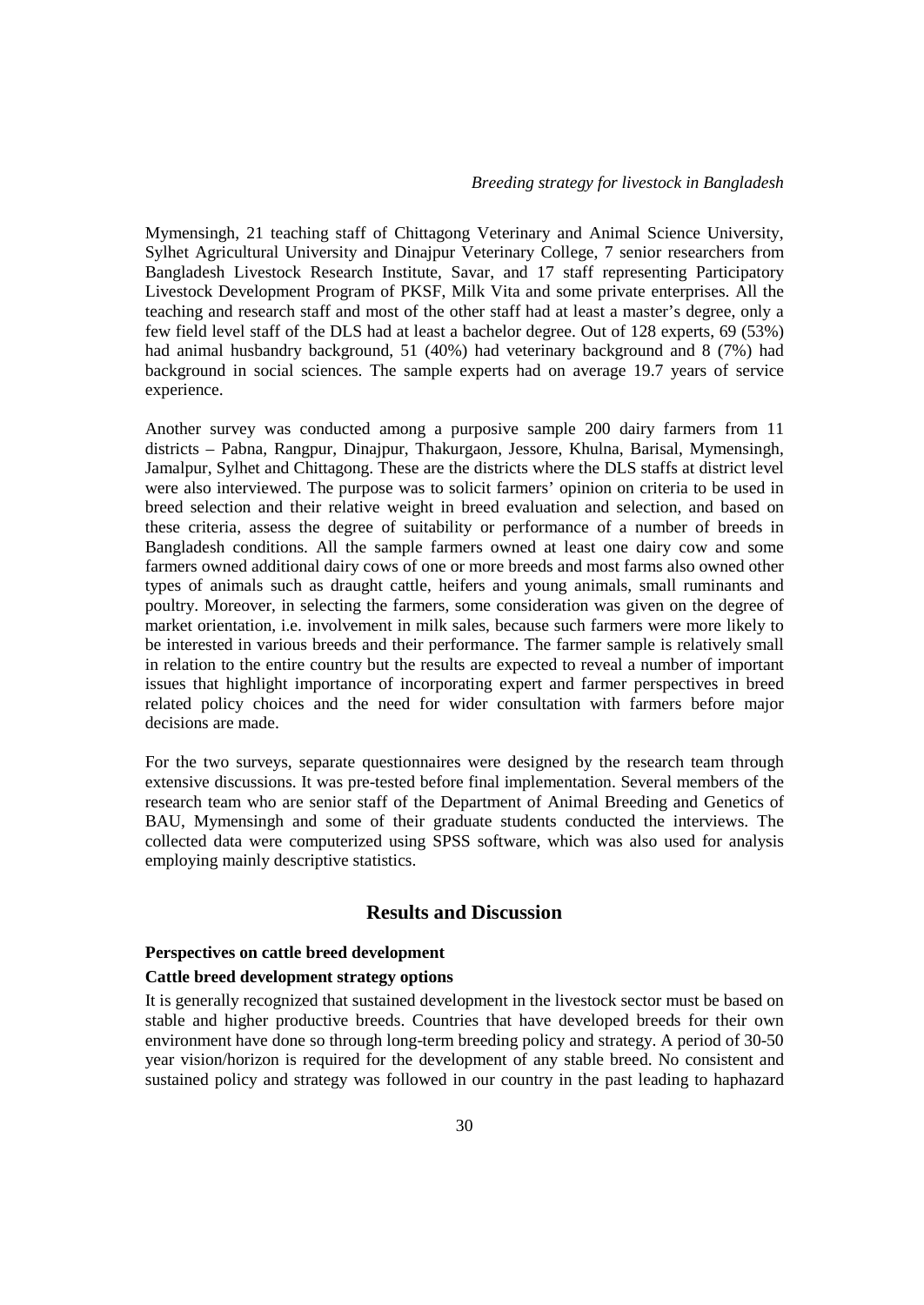Mymensingh, 21 teaching staff of Chittagong Veterinary and Animal Science University, Sylhet Agricultural University and Dinajpur Veterinary College, 7 senior researchers from Bangladesh Livestock Research Institute, Savar, and 17 staff representing Participatory Livestock Development Program of PKSF, Milk Vita and some private enterprises. All the teaching and research staff and most of the other staff had at least a master's degree, only a few field level staff of the DLS had at least a bachelor degree. Out of 128 experts, 69 (53%) had animal husbandry background, 51 (40%) had veterinary background and 8 (7%) had background in social sciences. The sample experts had on average 19.7 years of service experience.

Another survey was conducted among a purposive sample 200 dairy farmers from 11 districts – Pabna, Rangpur, Dinajpur, Thakurgaon, Jessore, Khulna, Barisal, Mymensingh, Jamalpur, Sylhet and Chittagong. These are the districts where the DLS staffs at district level were also interviewed. The purpose was to solicit farmers' opinion on criteria to be used in breed selection and their relative weight in breed evaluation and selection, and based on these criteria, assess the degree of suitability or performance of a number of breeds in Bangladesh conditions. All the sample farmers owned at least one dairy cow and some farmers owned additional dairy cows of one or more breeds and most farms also owned other types of animals such as draught cattle, heifers and young animals, small ruminants and poultry. Moreover, in selecting the farmers, some consideration was given on the degree of market orientation, i.e. involvement in milk sales, because such farmers were more likely to be interested in various breeds and their performance. The farmer sample is relatively small in relation to the entire country but the results are expected to reveal a number of important issues that highlight importance of incorporating expert and farmer perspectives in breed related policy choices and the need for wider consultation with farmers before major decisions are made.

For the two surveys, separate questionnaires were designed by the research team through extensive discussions. It was pre-tested before final implementation. Several members of the research team who are senior staff of the Department of Animal Breeding and Genetics of BAU, Mymensingh and some of their graduate students conducted the interviews. The collected data were computerized using SPSS software, which was also used for analysis employing mainly descriptive statistics.

## Results and Discussion

### Perspectives on cattle breed development

#### Cattle breed development strategy options

It is generally recognized that sustained development in the livestock sector must be based on stable and higher productive breeds. Countries that have developed breeds for their own environment have done so through long-term breeding policy and strategy. A period of 30-50 year vision/horizon is required for the development of any stable breed. No consistent and sustained policy and strategy was followed in our country in the past leading to haphazard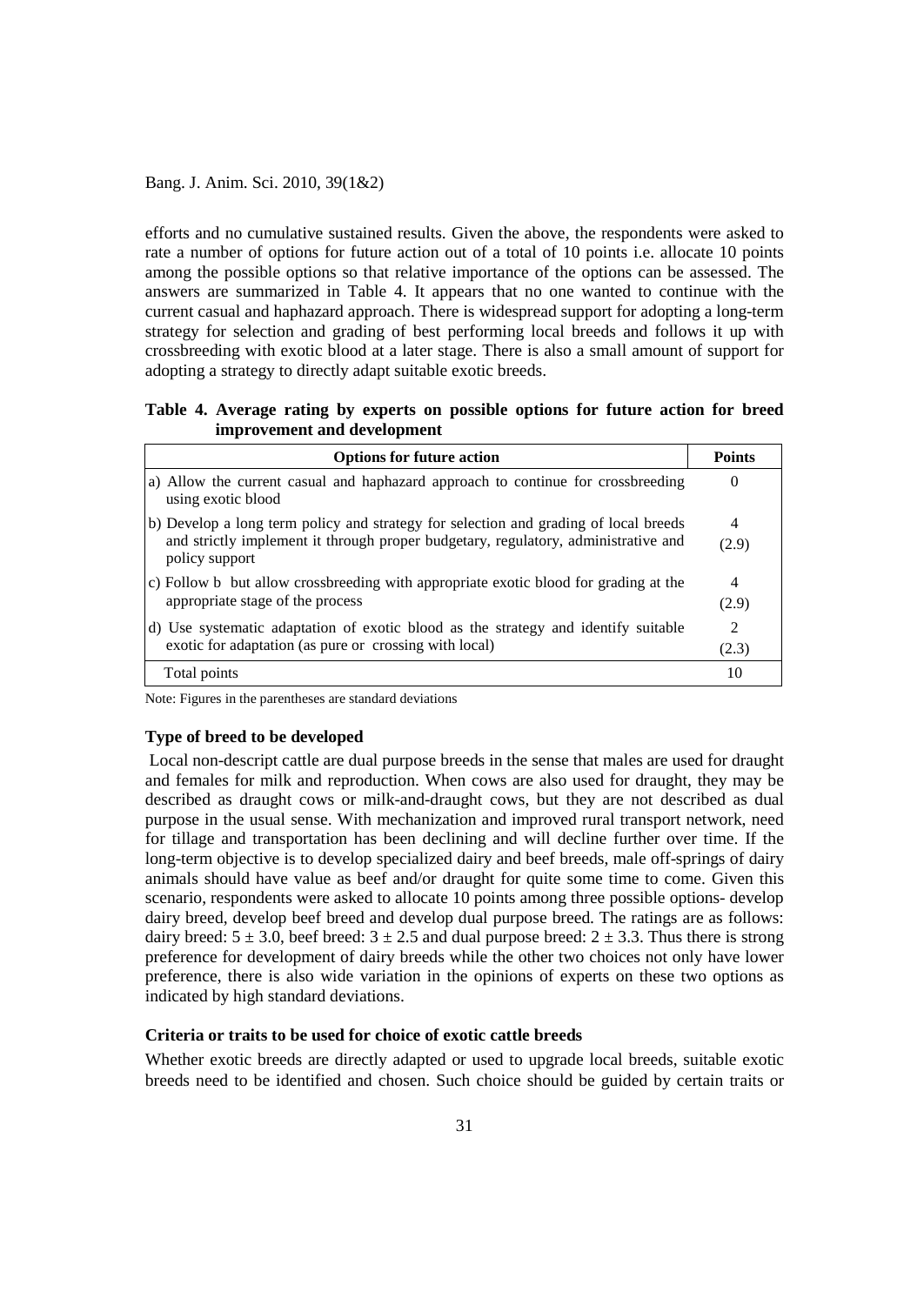efforts and no cumulative sustained results. Given the above, the respondents were asked to rate a number of options for future action out of a total of 10 points i.e. allocate 10 points among the possible options so that relative importance of the options can be assessed. The answers are summarized in Table 4. It appears that no one wanted to continue with the current casual and haphazard approach. There is widespread support for adopting a long-term strategy for selection and grading of best performing local breeds and follows it up with crossbreeding with exotic blood at a later stage. There is also a small amount of support for adopting a strategy to directly adapt suitable exotic breeds.

**Table 4. Average rating by experts on possible options for future action for breed improvement and development**

| Options for future action | Points |
|---|---|
| a) Allow the current casual and haphazard approach to continue for crossbreeding using exotic blood | 0 |
| b) Develop a long term policy and strategy for selection and grading of local breeds and strictly implement it through proper budgetary, regulatory, administrative and policy support | 4 (2.9) |
| c) Follow b but allow crossbreeding with appropriate exotic blood for grading at the appropriate stage of the process | 4 (2.9) |
| d) Use systematic adaptation of exotic blood as the strategy and identify suitable exotic for adaptation (as pure or crossing with local) | 2 (2.3) |
| Total points | 10 |

Note: Figures in the parentheses are standard deviations

### Type of breed to be developed

Local non-descript cattle are dual purpose breeds in the sense that males are used for draught and females for milk and reproduction. When cows are also used for draught, they may be described as draught cows or milk-and-draught cows, but they are not described as dual purpose in the usual sense. With mechanization and improved rural transport network, need for tillage and transportation has been declining and will decline further over time. If the long-term objective is to develop specialized dairy and beef breeds, male off-springs of dairy animals should have value as beef and/or draught for quite some time to come. Given this scenario, respondents were asked to allocate 10 points among three possible options- develop dairy breed, develop beef breed and develop dual purpose breed. The ratings are as follows: dairy breed: $5 \pm 3.0$, beef breed: $3 \pm 2.5$ and dual purpose breed: $2 \pm 3.3$. Thus there is strong preference for development of dairy breeds while the other two choices not only have lower preference, there is also wide variation in the opinions of experts on these two options as indicated by high standard deviations.

### Criteria or traits to be used for choice of exotic cattle breeds

Whether exotic breeds are directly adapted or used to upgrade local breeds, suitable exotic breeds need to be identified and chosen. Such choice should be guided by certain traits or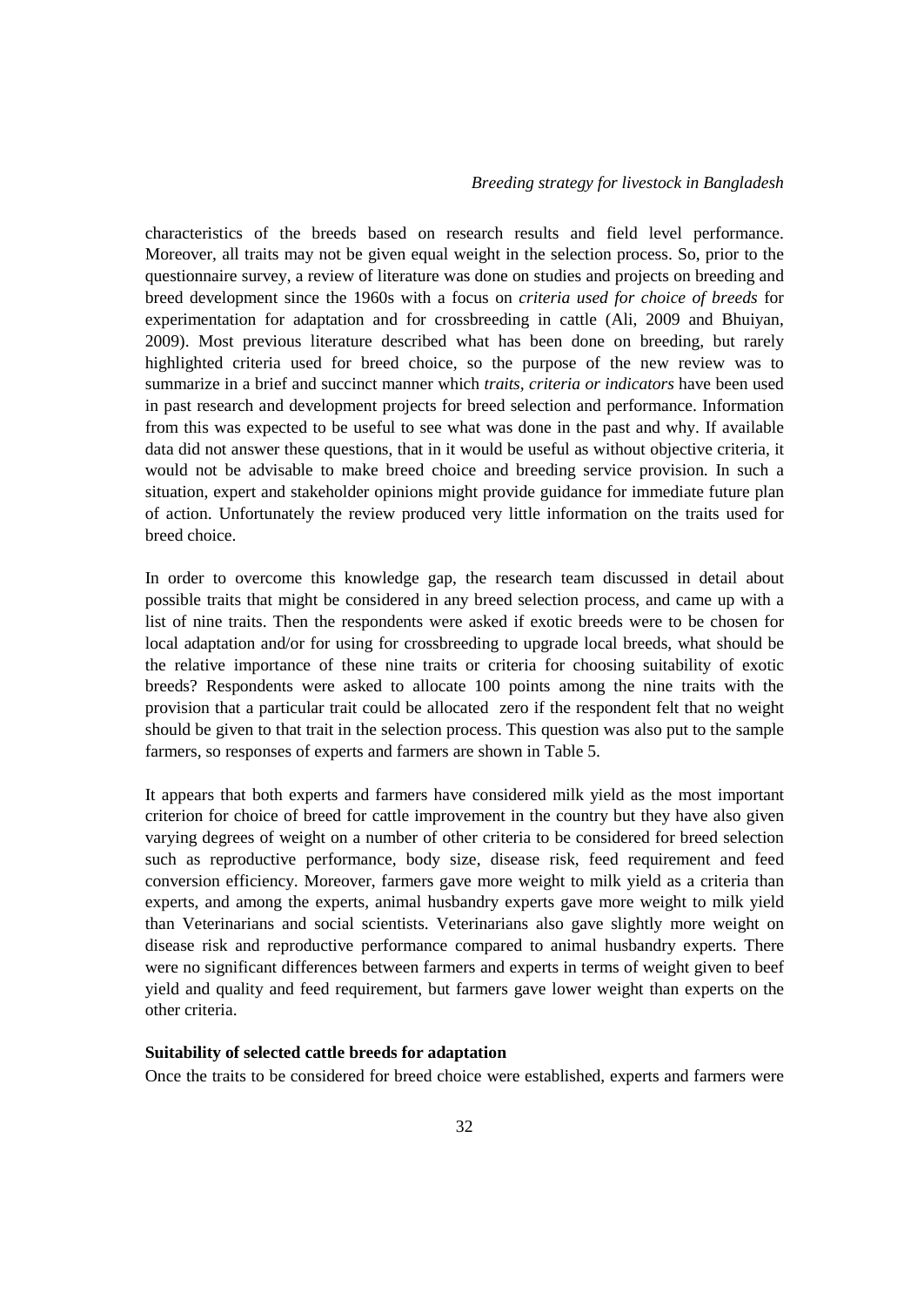characteristics of the breeds based on research results and field level performance. Moreover, all traits may not be given equal weight in the selection process. So, prior to the questionnaire survey, a review of literature was done on studies and projects on breeding and breed development since the 1960s with a focus on *criteria used for choice of breeds* for experimentation for adaptation and for crossbreeding in cattle (Ali, 2009 and Bhuiyan, 2009). Most previous literature described what has been done on breeding, but rarely highlighted criteria used for breed choice, so the purpose of the new review was to summarize in a brief and succinct manner which *traits, criteria or indicators* have been used in past research and development projects for breed selection and performance. Information from this was expected to be useful to see what was done in the past and why. If available data did not answer these questions, that in it would be useful as without objective criteria, it would not be advisable to make breed choice and breeding service provision. In such a situation, expert and stakeholder opinions might provide guidance for immediate future plan of action. Unfortunately the review produced very little information on the traits used for breed choice.

In order to overcome this knowledge gap, the research team discussed in detail about possible traits that might be considered in any breed selection process, and came up with a list of nine traits. Then the respondents were asked if exotic breeds were to be chosen for local adaptation and/or for using for crossbreeding to upgrade local breeds, what should be the relative importance of these nine traits or criteria for choosing suitability of exotic breeds? Respondents were asked to allocate 100 points among the nine traits with the provision that a particular trait could be allocated zero if the respondent felt that no weight should be given to that trait in the selection process. This question was also put to the sample farmers, so responses of experts and farmers are shown in Table 5.

It appears that both experts and farmers have considered milk yield as the most important criterion for choice of breed for cattle improvement in the country but they have also given varying degrees of weight on a number of other criteria to be considered for breed selection such as reproductive performance, body size, disease risk, feed requirement and feed conversion efficiency. Moreover, farmers gave more weight to milk yield as a criteria than experts, and among the experts, animal husbandry experts gave more weight to milk yield than Veterinarians and social scientists. Veterinarians also gave slightly more weight on disease risk and reproductive performance compared to animal husbandry experts. There were no significant differences between farmers and experts in terms of weight given to beef yield and quality and feed requirement, but farmers gave lower weight than experts on the other criteria.

**Suitability of selected cattle breeds for adaptation**

Once the traits to be considered for breed choice were established, experts and farmers were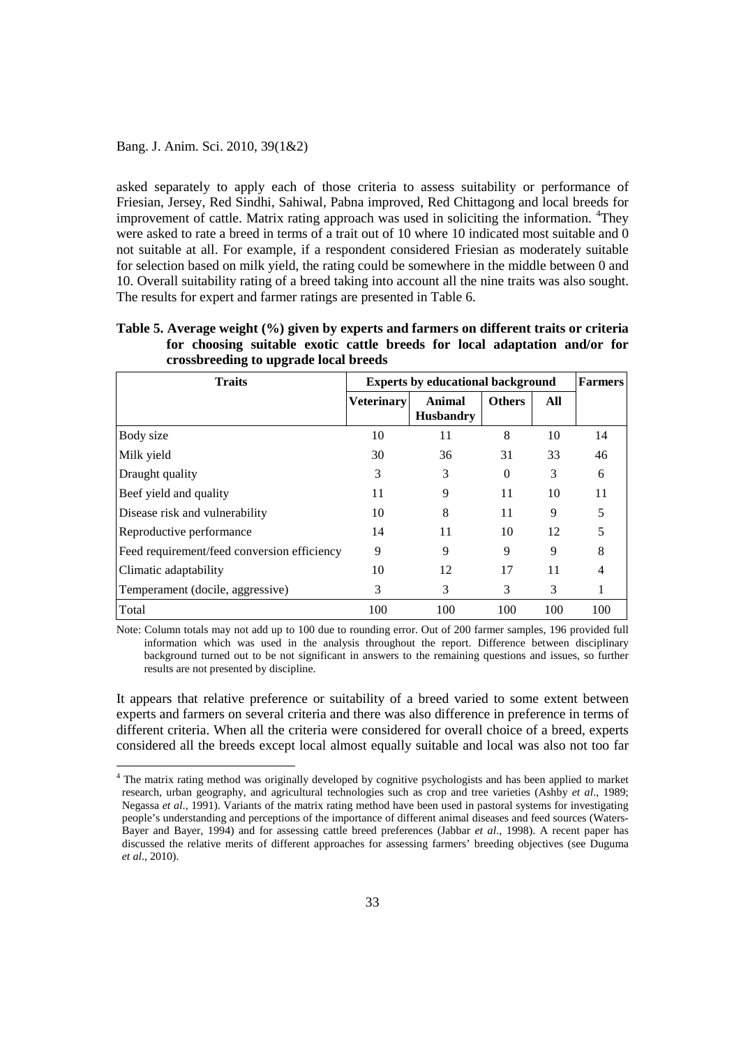asked separately to apply each of those criteria to assess suitability or performance of Friesian, Jersey, Red Sindhi, Sahiwal, Pabna improved, Red Chittagong and local breeds for improvement of cattle. Matrix rating approach was used in soliciting the information. [4]They were asked to rate a breed in terms of a trait out of 10 where 10 indicated most suitable and 0 not suitable at all. For example, if a respondent considered Friesian as moderately suitable for selection based on milk yield, the rating could be somewhere in the middle between 0 and 10. Overall suitability rating of a breed taking into account all the nine traits was also sought. The results for expert and farmer ratings are presented in Table 6.

**Table 5. Average weight (%) given by experts and farmers on different traits or criteria for choosing suitable exotic cattle breeds for local adaptation and/or for crossbreeding to upgrade local breeds**

| Traits | Experts by educational background | | | | Farmers |
|---|---|---|---|---|---|
| | Veterinary | Animal Husbandry | Others | All | |
| Body size | 10 | 11 | 8 | 10 | 14 |
| Milk yield | 30 | 36 | 31 | 33 | 46 |
| Draught quality | 3 | 3 | 0 | 3 | 6 |
| Beef yield and quality | 11 | 9 | 11 | 10 | 11 |
| Disease risk and vulnerability | 10 | 8 | 11 | 9 | 5 |
| Reproductive performance | 14 | 11 | 10 | 12 | 5 |
| Feed requirement/feed conversion efficiency | 9 | 9 | 9 | 9 | 8 |
| Climatic adaptability | 10 | 12 | 17 | 11 | 4 |
| Temperament (docile, aggressive) | 3 | 3 | 3 | 3 | 1 |
| Total | 100 | 100 | 100 | 100 | 100 |

Note: Column totals may not add up to 100 due to rounding error. Out of 200 farmer samples, 196 provided full information which was used in the analysis throughout the report. Difference between disciplinary background turned out to be not significant in answers to the remaining questions and issues, so further results are not presented by discipline.

It appears that relative preference or suitability of a breed varied to some extent between experts and farmers on several criteria and there was also difference in preference in terms of different criteria. When all the criteria were considered for overall choice of a breed, experts considered all the breeds except local almost equally suitable and local was also not too far

[4] The matrix rating method was originally developed by cognitive psychologists and has been applied to market research, urban geography, and agricultural technologies such as crop and tree varieties (Ashby *et al*., 1989; Negassa *et al*., 1991). Variants of the matrix rating method have been used in pastoral systems for investigating people's understanding and perceptions of the importance of different animal diseases and feed sources (Waters-Bayer and Bayer, 1994) and for assessing cattle breed preferences (Jabbar *et al*., 1998). A recent paper has discussed the relative merits of different approaches for assessing farmers' breeding objectives (see Duguma *et al*., 2010).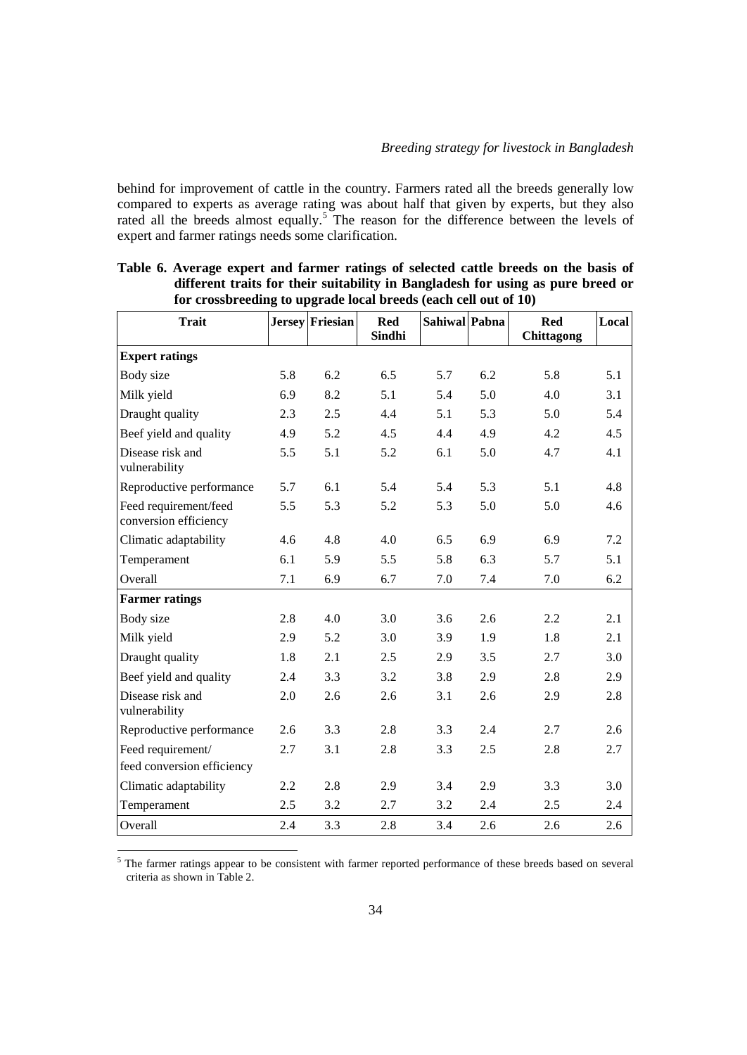behind for improvement of cattle in the country. Farmers rated all the breeds generally low compared to experts as average rating was about half that given by experts, but they also rated all the breeds almost equally.[5] The reason for the difference between the levels of expert and farmer ratings needs some clarification.

**Table 6. Average expert and farmer ratings of selected cattle breeds on the basis of different traits for their suitability in Bangladesh for using as pure breed or for crossbreeding to upgrade local breeds (each cell out of 10)**

| Trait | Jersey | Friesian | Red Sindhi | Sahiwal | Pabna | Red Chittagong | Local |
|---|---|---|---|---|---|---|---|
| **Expert ratings** | | | | | | | |
| Body size | 5.8 | 6.2 | 6.5 | 5.7 | 6.2 | 5.8 | 5.1 |
| Milk yield | 6.9 | 8.2 | 5.1 | 5.4 | 5.0 | 4.0 | 3.1 |
| Draught quality | 2.3 | 2.5 | 4.4 | 5.1 | 5.3 | 5.0 | 5.4 |
| Beef yield and quality | 4.9 | 5.2 | 4.5 | 4.4 | 4.9 | 4.2 | 4.5 |
| Disease risk and vulnerability | 5.5 | 5.1 | 5.2 | 6.1 | 5.0 | 4.7 | 4.1 |
| Reproductive performance | 5.7 | 6.1 | 5.4 | 5.4 | 5.3 | 5.1 | 4.8 |
| Feed requirement/feed conversion efficiency | 5.5 | 5.3 | 5.2 | 5.3 | 5.0 | 5.0 | 4.6 |
| Climatic adaptability | 4.6 | 4.8 | 4.0 | 6.5 | 6.9 | 6.9 | 7.2 |
| Temperament | 6.1 | 5.9 | 5.5 | 5.8 | 6.3 | 5.7 | 5.1 |
| Overall | 7.1 | 6.9 | 6.7 | 7.0 | 7.4 | 7.0 | 6.2 |
| **Farmer ratings** | | | | | | | |
| Body size | 2.8 | 4.0 | 3.0 | 3.6 | 2.6 | 2.2 | 2.1 |
| Milk yield | 2.9 | 5.2 | 3.0 | 3.9 | 1.9 | 1.8 | 2.1 |
| Draught quality | 1.8 | 2.1 | 2.5 | 2.9 | 3.5 | 2.7 | 3.0 |
| Beef yield and quality | 2.4 | 3.3 | 3.2 | 3.8 | 2.9 | 2.8 | 2.9 |
| Disease risk and vulnerability | 2.0 | 2.6 | 2.6 | 3.1 | 2.6 | 2.9 | 2.8 |
| Reproductive performance | 2.6 | 3.3 | 2.8 | 3.3 | 2.4 | 2.7 | 2.6 |
| Feed requirement/ feed conversion efficiency | 2.7 | 3.1 | 2.8 | 3.3 | 2.5 | 2.8 | 2.7 |
| Climatic adaptability | 2.2 | 2.8 | 2.9 | 3.4 | 2.9 | 3.3 | 3.0 |
| Temperament | 2.5 | 3.2 | 2.7 | 3.2 | 2.4 | 2.5 | 2.4 |
| Overall | 2.4 | 3.3 | 2.8 | 3.4 | 2.6 | 2.6 | 2.6 |

[5] The farmer ratings appear to be consistent with farmer reported performance of these breeds based on several criteria as shown in Table 2.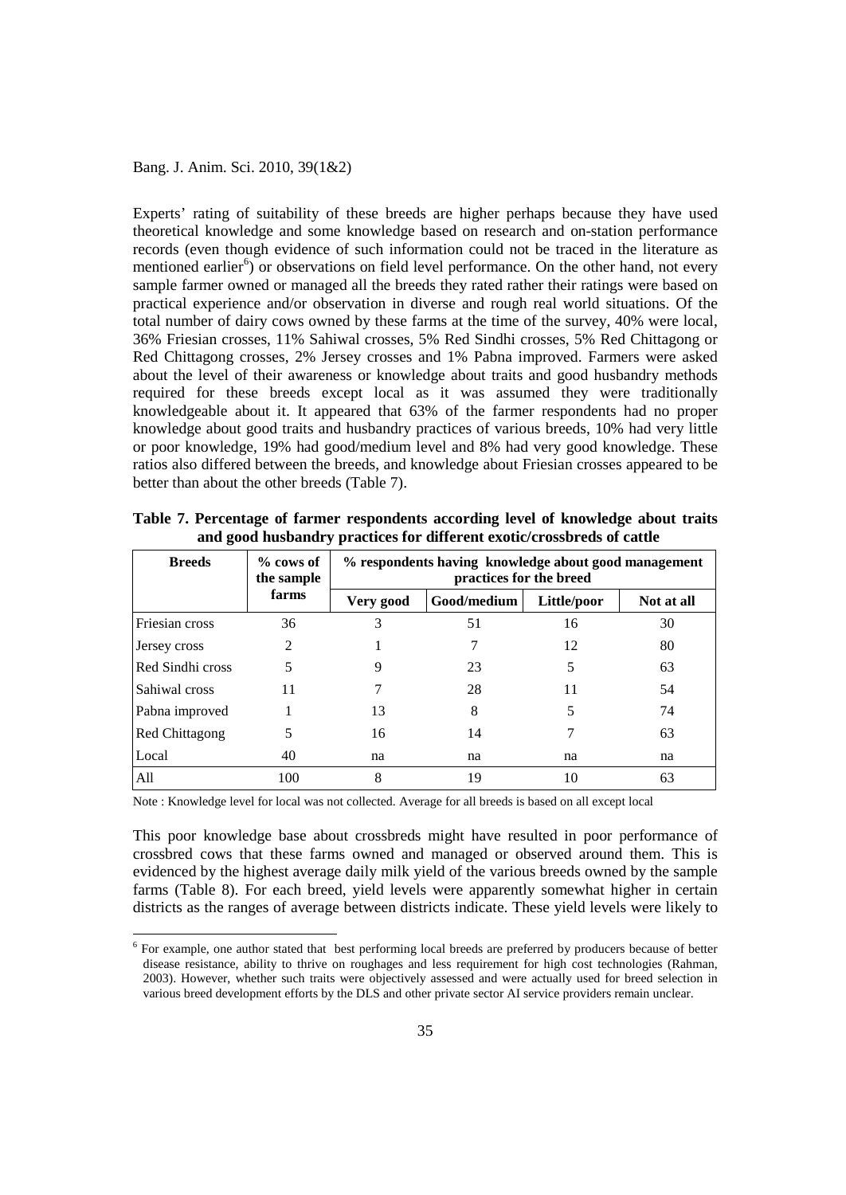Experts' rating of suitability of these breeds are higher perhaps because they have used theoretical knowledge and some knowledge based on research and on-station performance records (even though evidence of such information could not be traced in the literature as mentioned earlier[6]) or observations on field level performance. On the other hand, not every sample farmer owned or managed all the breeds they rated rather their ratings were based on practical experience and/or observation in diverse and rough real world situations. Of the total number of dairy cows owned by these farms at the time of the survey, 40% were local, 36% Friesian crosses, 11% Sahiwal crosses, 5% Red Sindhi crosses, 5% Red Chittagong or Red Chittagong crosses, 2% Jersey crosses and 1% Pabna improved. Farmers were asked about the level of their awareness or knowledge about traits and good husbandry methods required for these breeds except local as it was assumed they were traditionally knowledgeable about it. It appeared that 63% of the farmer respondents had no proper knowledge about good traits and husbandry practices of various breeds, 10% had very little or poor knowledge, 19% had good/medium level and 8% had very good knowledge. These ratios also differed between the breeds, and knowledge about Friesian crosses appeared to be better than about the other breeds (Table 7).

**Table 7. Percentage of farmer respondents according level of knowledge about traits and good husbandry practices for different exotic/crossbreds of cattle**

| Breeds | % cows of the sample farms | % respondents having knowledge about good management practices for the breed | | | |
|---|---|---|---|---|---|
| | | Very good | Good/medium | Little/poor | Not at all |
| Friesian cross | 36 | 3 | 51 | 16 | 30 |
| Jersey cross | 2 | 1 | 7 | 12 | 80 |
| Red Sindhi cross | 5 | 9 | 23 | 5 | 63 |
| Sahiwal cross | 11 | 7 | 28 | 11 | 54 |
| Pabna improved | 1 | 13 | 8 | 5 | 74 |
| Red Chittagong | 5 | 16 | 14 | 7 | 63 |
| Local | 40 | na | na | na | na |
| All | 100 | 8 | 19 | 10 | 63 |

Note : Knowledge level for local was not collected. Average for all breeds is based on all except local

This poor knowledge base about crossbreds might have resulted in poor performance of crossbred cows that these farms owned and managed or observed around them. This is evidenced by the highest average daily milk yield of the various breeds owned by the sample farms (Table 8). For each breed, yield levels were apparently somewhat higher in certain districts as the ranges of average between districts indicate. These yield levels were likely to

[6] For example, one author stated that best performing local breeds are preferred by producers because of better disease resistance, ability to thrive on roughages and less requirement for high cost technologies (Rahman, 2003). However, whether such traits were objectively assessed and were actually used for breed selection in various breed development efforts by the DLS and other private sector AI service providers remain unclear.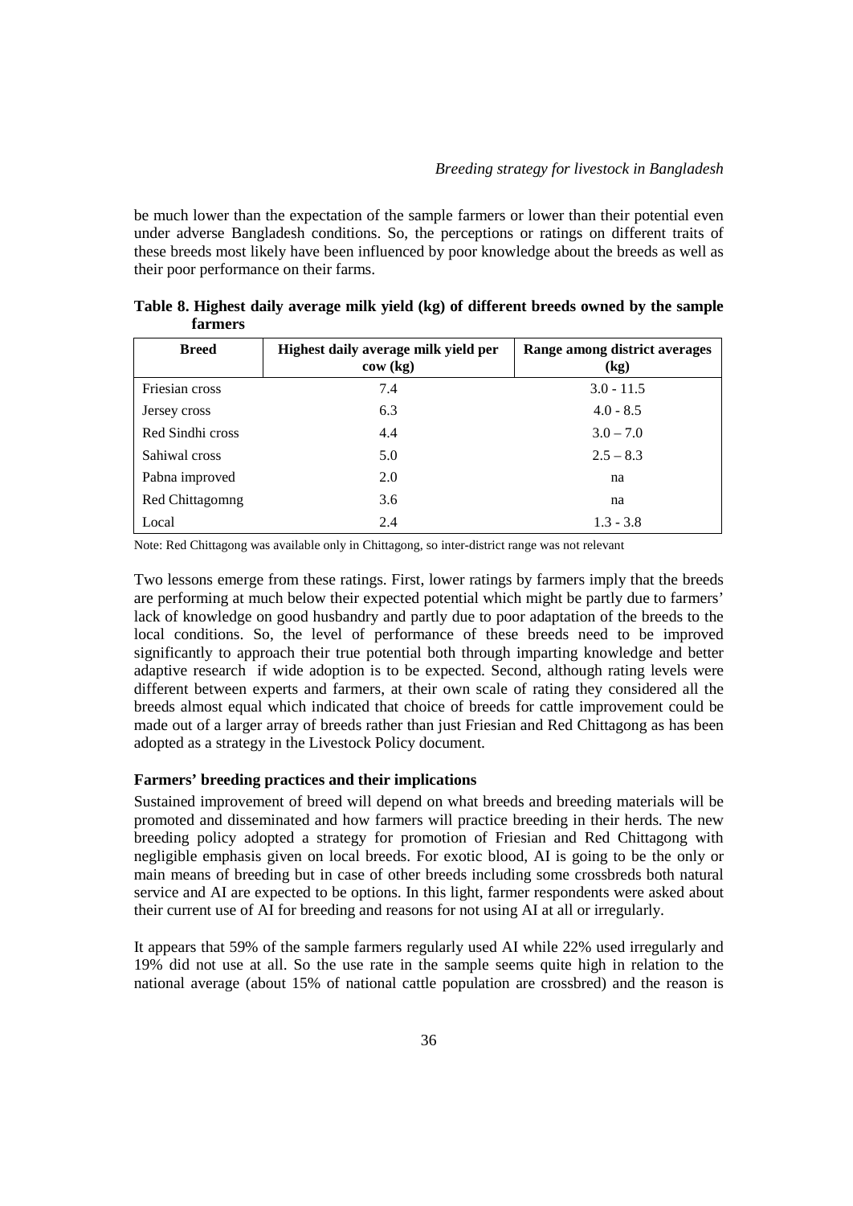be much lower than the expectation of the sample farmers or lower than their potential even under adverse Bangladesh conditions. So, the perceptions or ratings on different traits of these breeds most likely have been influenced by poor knowledge about the breeds as well as their poor performance on their farms.

**Table 8. Highest daily average milk yield (kg) of different breeds owned by the sample farmers**

| Breed | Highest daily average milk yield per cow (kg) | Range among district averages (kg) |
|---|---|---|
| Friesian cross | 7.4 | 3.0 - 11.5 |
| Jersey cross | 6.3 | 4.0 - 8.5 |
| Red Sindhi cross | 4.4 | 3.0 – 7.0 |
| Sahiwal cross | 5.0 | 2.5 – 8.3 |
| Pabna improved | 2.0 | na |
| Red Chittagomng | 3.6 | na |
| Local | 2.4 | 1.3 - 3.8 |

Note: Red Chittagong was available only in Chittagong, so inter-district range was not relevant

Two lessons emerge from these ratings. First, lower ratings by farmers imply that the breeds are performing at much below their expected potential which might be partly due to farmers' lack of knowledge on good husbandry and partly due to poor adaptation of the breeds to the local conditions. So, the level of performance of these breeds need to be improved significantly to approach their true potential both through imparting knowledge and better adaptive research if wide adoption is to be expected. Second, although rating levels were different between experts and farmers, at their own scale of rating they considered all the breeds almost equal which indicated that choice of breeds for cattle improvement could be made out of a larger array of breeds rather than just Friesian and Red Chittagong as has been adopted as a strategy in the Livestock Policy document.

### Farmers' breeding practices and their implications

Sustained improvement of breed will depend on what breeds and breeding materials will be promoted and disseminated and how farmers will practice breeding in their herds. The new breeding policy adopted a strategy for promotion of Friesian and Red Chittagong with negligible emphasis given on local breeds. For exotic blood, AI is going to be the only or main means of breeding but in case of other breeds including some crossbreds both natural service and AI are expected to be options. In this light, farmer respondents were asked about their current use of AI for breeding and reasons for not using AI at all or irregularly.

It appears that 59% of the sample farmers regularly used AI while 22% used irregularly and 19% did not use at all. So the use rate in the sample seems quite high in relation to the national average (about 15% of national cattle population are crossbred) and the reason is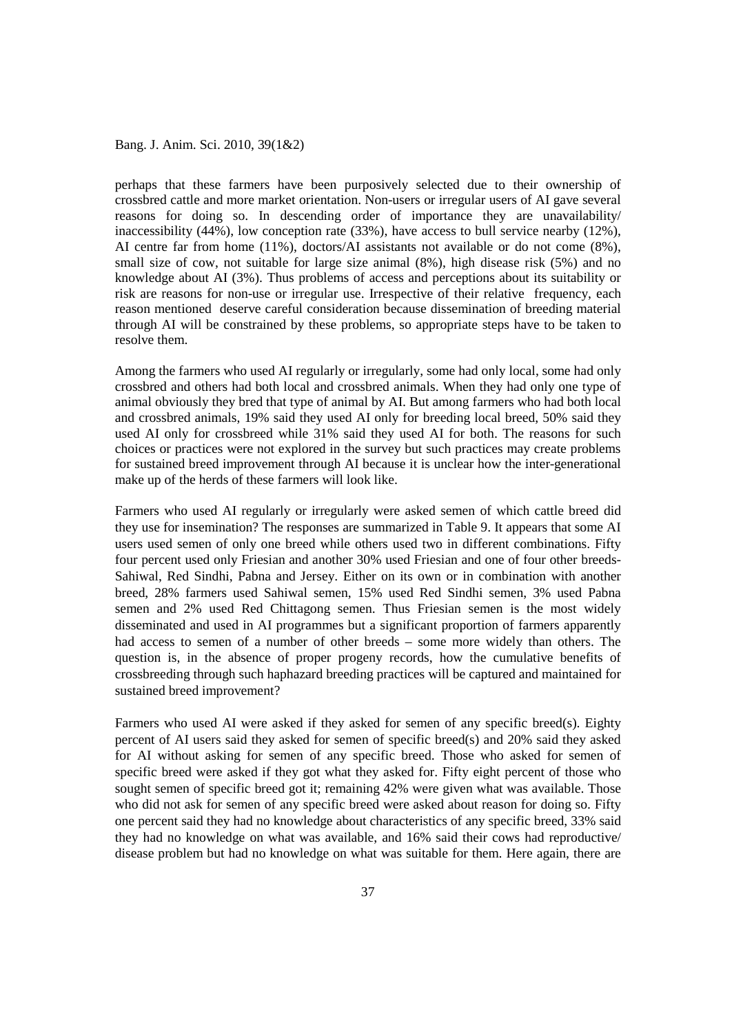perhaps that these farmers have been purposively selected due to their ownership of crossbred cattle and more market orientation. Non-users or irregular users of AI gave several reasons for doing so. In descending order of importance they are unavailability/ inaccessibility (44%), low conception rate (33%), have access to bull service nearby (12%), AI centre far from home (11%), doctors/AI assistants not available or do not come (8%), small size of cow, not suitable for large size animal (8%), high disease risk (5%) and no knowledge about AI (3%). Thus problems of access and perceptions about its suitability or risk are reasons for non-use or irregular use. Irrespective of their relative frequency, each reason mentioned deserve careful consideration because dissemination of breeding material through AI will be constrained by these problems, so appropriate steps have to be taken to resolve them.

Among the farmers who used AI regularly or irregularly, some had only local, some had only crossbred and others had both local and crossbred animals. When they had only one type of animal obviously they bred that type of animal by AI. But among farmers who had both local and crossbred animals, 19% said they used AI only for breeding local breed, 50% said they used AI only for crossbreed while 31% said they used AI for both. The reasons for such choices or practices were not explored in the survey but such practices may create problems for sustained breed improvement through AI because it is unclear how the inter-generational make up of the herds of these farmers will look like.

Farmers who used AI regularly or irregularly were asked semen of which cattle breed did they use for insemination? The responses are summarized in Table 9. It appears that some AI users used semen of only one breed while others used two in different combinations. Fifty four percent used only Friesian and another 30% used Friesian and one of four other breeds- Sahiwal, Red Sindhi, Pabna and Jersey. Either on its own or in combination with another breed, 28% farmers used Sahiwal semen, 15% used Red Sindhi semen, 3% used Pabna semen and 2% used Red Chittagong semen. Thus Friesian semen is the most widely disseminated and used in AI programmes but a significant proportion of farmers apparently had access to semen of a number of other breeds – some more widely than others. The question is, in the absence of proper progeny records, how the cumulative benefits of crossbreeding through such haphazard breeding practices will be captured and maintained for sustained breed improvement?

Farmers who used AI were asked if they asked for semen of any specific breed(s). Eighty percent of AI users said they asked for semen of specific breed(s) and 20% said they asked for AI without asking for semen of any specific breed. Those who asked for semen of specific breed were asked if they got what they asked for. Fifty eight percent of those who sought semen of specific breed got it; remaining 42% were given what was available. Those who did not ask for semen of any specific breed were asked about reason for doing so. Fifty one percent said they had no knowledge about characteristics of any specific breed, 33% said they had no knowledge on what was available, and 16% said their cows had reproductive/ disease problem but had no knowledge on what was suitable for them. Here again, there are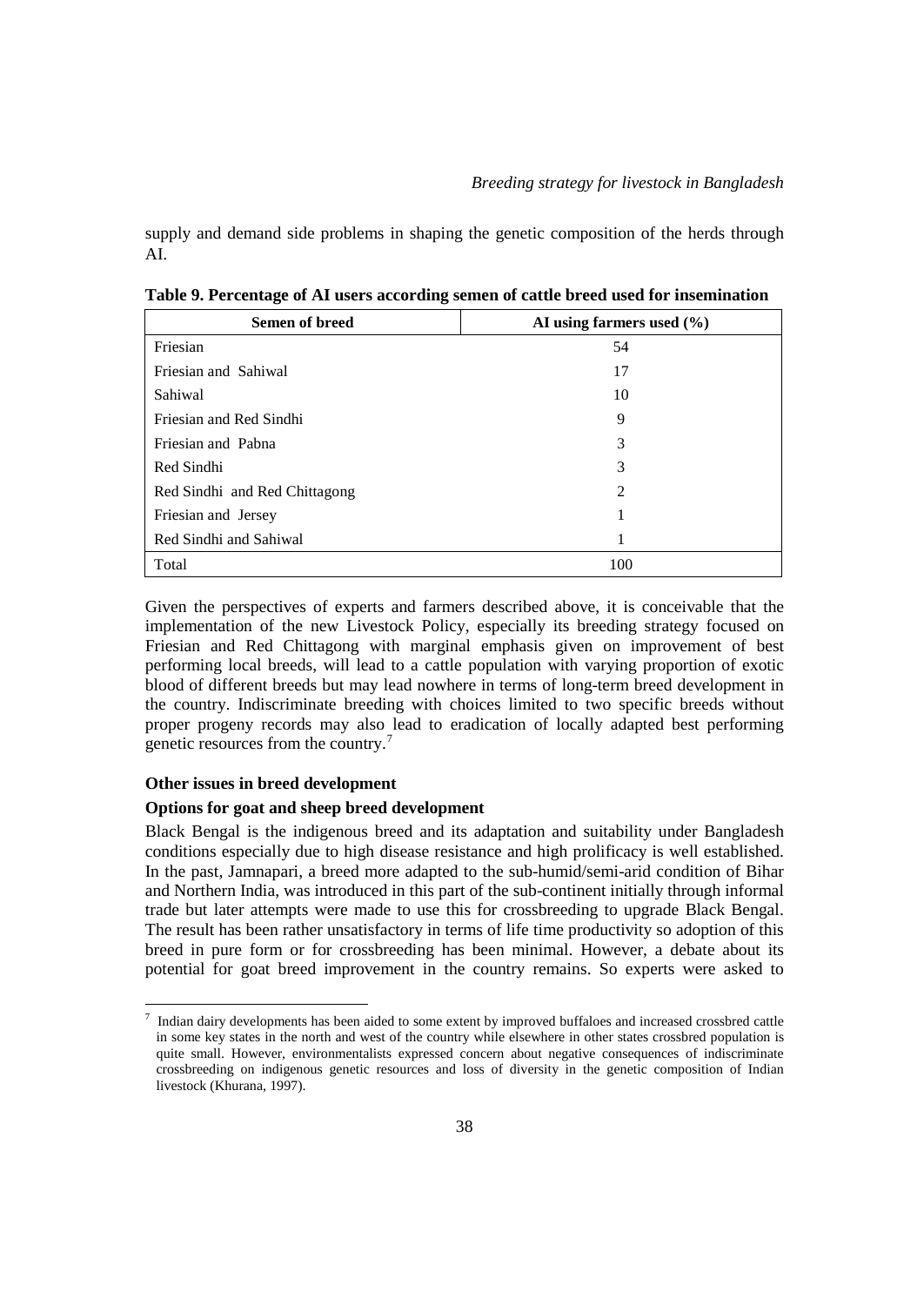supply and demand side problems in shaping the genetic composition of the herds through AI.

**Table 9. Percentage of AI users according semen of cattle breed used for insemination**

| Semen of breed | AI using farmers used (%) |
|---|---|
| Friesian | 54 |
| Friesian and Sahiwal | 17 |
| Sahiwal | 10 |
| Friesian and Red Sindhi | 9 |
| Friesian and Pabna | 3 |
| Red Sindhi | 3 |
| Red Sindhi and Red Chittagong | 2 |
| Friesian and Jersey | 1 |
| Red Sindhi and Sahiwal | 1 |
| Total | 100 |

Given the perspectives of experts and farmers described above, it is conceivable that the implementation of the new Livestock Policy, especially its breeding strategy focused on Friesian and Red Chittagong with marginal emphasis given on improvement of best performing local breeds, will lead to a cattle population with varying proportion of exotic blood of different breeds but may lead nowhere in terms of long-term breed development in the country. Indiscriminate breeding with choices limited to two specific breeds without proper progeny records may also lead to eradication of locally adapted best performing genetic resources from the country.[7]

**Other issues in breed development**

**Options for goat and sheep breed development**

Black Bengal is the indigenous breed and its adaptation and suitability under Bangladesh conditions especially due to high disease resistance and high prolificacy is well established. In the past, Jamnapari, a breed more adapted to the sub-humid/semi-arid condition of Bihar and Northern India, was introduced in this part of the sub-continent initially through informal trade but later attempts were made to use this for crossbreeding to upgrade Black Bengal. The result has been rather unsatisfactory in terms of life time productivity so adoption of this breed in pure form or for crossbreeding has been minimal. However, a debate about its potential for goat breed improvement in the country remains. So experts were asked to

[7] Indian dairy developments has been aided to some extent by improved buffaloes and increased crossbred cattle in some key states in the north and west of the country while elsewhere in other states crossbred population is quite small. However, environmentalists expressed concern about negative consequences of indiscriminate crossbreeding on indigenous genetic resources and loss of diversity in the genetic composition of Indian livestock (Khurana, 1997).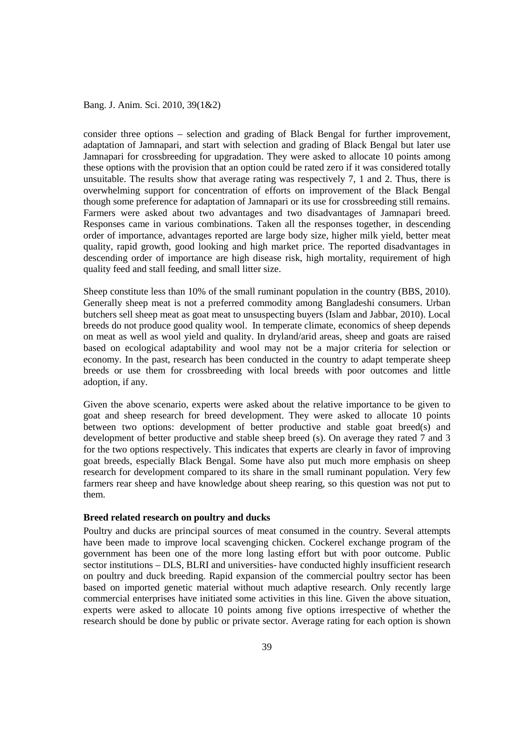consider three options – selection and grading of Black Bengal for further improvement, adaptation of Jamnapari, and start with selection and grading of Black Bengal but later use Jamnapari for crossbreeding for upgradation. They were asked to allocate 10 points among these options with the provision that an option could be rated zero if it was considered totally unsuitable. The results show that average rating was respectively 7, 1 and 2. Thus, there is overwhelming support for concentration of efforts on improvement of the Black Bengal though some preference for adaptation of Jamnapari or its use for crossbreeding still remains. Farmers were asked about two advantages and two disadvantages of Jamnapari breed. Responses came in various combinations. Taken all the responses together, in descending order of importance, advantages reported are large body size, higher milk yield, better meat quality, rapid growth, good looking and high market price. The reported disadvantages in descending order of importance are high disease risk, high mortality, requirement of high quality feed and stall feeding, and small litter size.

Sheep constitute less than 10% of the small ruminant population in the country (BBS, 2010). Generally sheep meat is not a preferred commodity among Bangladeshi consumers. Urban butchers sell sheep meat as goat meat to unsuspecting buyers (Islam and Jabbar, 2010). Local breeds do not produce good quality wool. In temperate climate, economics of sheep depends on meat as well as wool yield and quality. In dryland/arid areas, sheep and goats are raised based on ecological adaptability and wool may not be a major criteria for selection or economy. In the past, research has been conducted in the country to adapt temperate sheep breeds or use them for crossbreeding with local breeds with poor outcomes and little adoption, if any.

Given the above scenario, experts were asked about the relative importance to be given to goat and sheep research for breed development. They were asked to allocate 10 points between two options: development of better productive and stable goat breed(s) and development of better productive and stable sheep breed (s). On average they rated 7 and 3 for the two options respectively. This indicates that experts are clearly in favor of improving goat breeds, especially Black Bengal. Some have also put much more emphasis on sheep research for development compared to its share in the small ruminant population. Very few farmers rear sheep and have knowledge about sheep rearing, so this question was not put to them.

**Breed related research on poultry and ducks**

Poultry and ducks are principal sources of meat consumed in the country. Several attempts have been made to improve local scavenging chicken. Cockerel exchange program of the government has been one of the more long lasting effort but with poor outcome. Public sector institutions – DLS, BLRI and universities- have conducted highly insufficient research on poultry and duck breeding. Rapid expansion of the commercial poultry sector has been based on imported genetic material without much adaptive research. Only recently large commercial enterprises have initiated some activities in this line. Given the above situation, experts were asked to allocate 10 points among five options irrespective of whether the research should be done by public or private sector. Average rating for each option is shown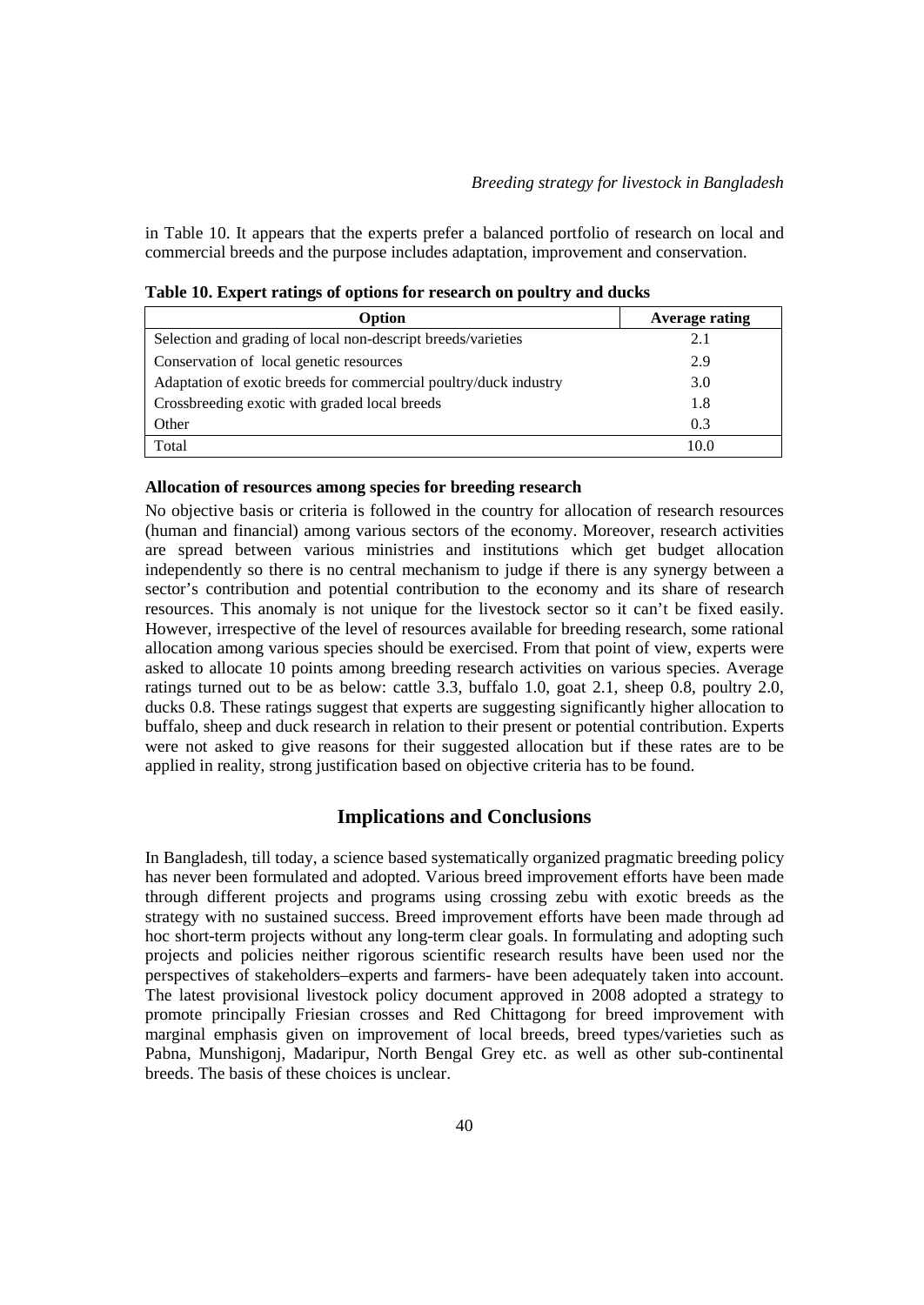in Table 10. It appears that the experts prefer a balanced portfolio of research on local and commercial breeds and the purpose includes adaptation, improvement and conservation.

**Table 10. Expert ratings of options for research on poultry and ducks**

| Option | Average rating |
|---|---|
| Selection and grading of local non-descript breeds/varieties | 2.1 |
| Conservation of local genetic resources | 2.9 |
| Adaptation of exotic breeds for commercial poultry/duck industry | 3.0 |
| Crossbreeding exotic with graded local breeds | 1.8 |
| Other | 0.3 |
| Total | 10.0 |

### Allocation of resources among species for breeding research

No objective basis or criteria is followed in the country for allocation of research resources (human and financial) among various sectors of the economy. Moreover, research activities are spread between various ministries and institutions which get budget allocation independently so there is no central mechanism to judge if there is any synergy between a sector's contribution and potential contribution to the economy and its share of research resources. This anomaly is not unique for the livestock sector so it can't be fixed easily. However, irrespective of the level of resources available for breeding research, some rational allocation among various species should be exercised. From that point of view, experts were asked to allocate 10 points among breeding research activities on various species. Average ratings turned out to be as below: cattle 3.3, buffalo 1.0, goat 2.1, sheep 0.8, poultry 2.0, ducks 0.8. These ratings suggest that experts are suggesting significantly higher allocation to buffalo, sheep and duck research in relation to their present or potential contribution. Experts were not asked to give reasons for their suggested allocation but if these rates are to be applied in reality, strong justification based on objective criteria has to be found.

## Implications and Conclusions

In Bangladesh, till today, a science based systematically organized pragmatic breeding policy has never been formulated and adopted. Various breed improvement efforts have been made through different projects and programs using crossing zebu with exotic breeds as the strategy with no sustained success. Breed improvement efforts have been made through ad hoc short-term projects without any long-term clear goals. In formulating and adopting such projects and policies neither rigorous scientific research results have been used nor the perspectives of stakeholders–experts and farmers- have been adequately taken into account. The latest provisional livestock policy document approved in 2008 adopted a strategy to promote principally Friesian crosses and Red Chittagong for breed improvement with marginal emphasis given on improvement of local breeds, breed types/varieties such as Pabna, Munshigonj, Madaripur, North Bengal Grey etc. as well as other sub-continental breeds. The basis of these choices is unclear.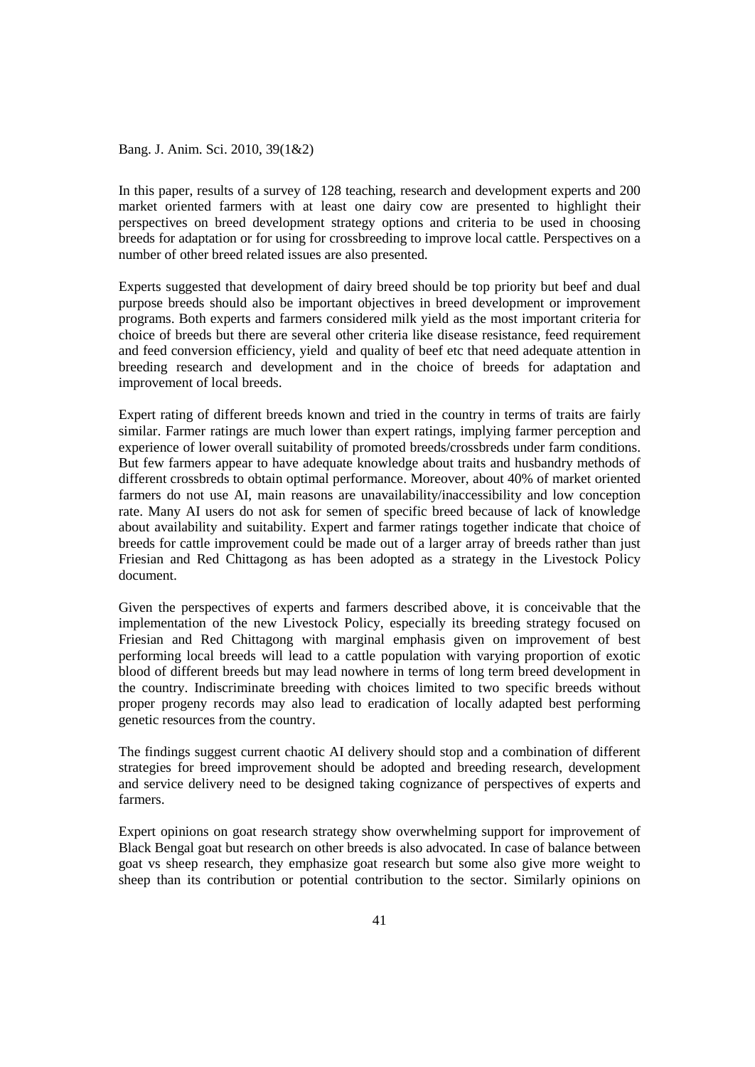In this paper, results of a survey of 128 teaching, research and development experts and 200 market oriented farmers with at least one dairy cow are presented to highlight their perspectives on breed development strategy options and criteria to be used in choosing breeds for adaptation or for using for crossbreeding to improve local cattle. Perspectives on a number of other breed related issues are also presented.

Experts suggested that development of dairy breed should be top priority but beef and dual purpose breeds should also be important objectives in breed development or improvement programs. Both experts and farmers considered milk yield as the most important criteria for choice of breeds but there are several other criteria like disease resistance, feed requirement and feed conversion efficiency, yield and quality of beef etc that need adequate attention in breeding research and development and in the choice of breeds for adaptation and improvement of local breeds.

Expert rating of different breeds known and tried in the country in terms of traits are fairly similar. Farmer ratings are much lower than expert ratings, implying farmer perception and experience of lower overall suitability of promoted breeds/crossbreds under farm conditions. But few farmers appear to have adequate knowledge about traits and husbandry methods of different crossbreds to obtain optimal performance. Moreover, about 40% of market oriented farmers do not use AI, main reasons are unavailability/inaccessibility and low conception rate. Many AI users do not ask for semen of specific breed because of lack of knowledge about availability and suitability. Expert and farmer ratings together indicate that choice of breeds for cattle improvement could be made out of a larger array of breeds rather than just Friesian and Red Chittagong as has been adopted as a strategy in the Livestock Policy document.

Given the perspectives of experts and farmers described above, it is conceivable that the implementation of the new Livestock Policy, especially its breeding strategy focused on Friesian and Red Chittagong with marginal emphasis given on improvement of best performing local breeds will lead to a cattle population with varying proportion of exotic blood of different breeds but may lead nowhere in terms of long term breed development in the country. Indiscriminate breeding with choices limited to two specific breeds without proper progeny records may also lead to eradication of locally adapted best performing genetic resources from the country.

The findings suggest current chaotic AI delivery should stop and a combination of different strategies for breed improvement should be adopted and breeding research, development and service delivery need to be designed taking cognizance of perspectives of experts and farmers.

Expert opinions on goat research strategy show overwhelming support for improvement of Black Bengal goat but research on other breeds is also advocated. In case of balance between goat vs sheep research, they emphasize goat research but some also give more weight to sheep than its contribution or potential contribution to the sector. Similarly opinions on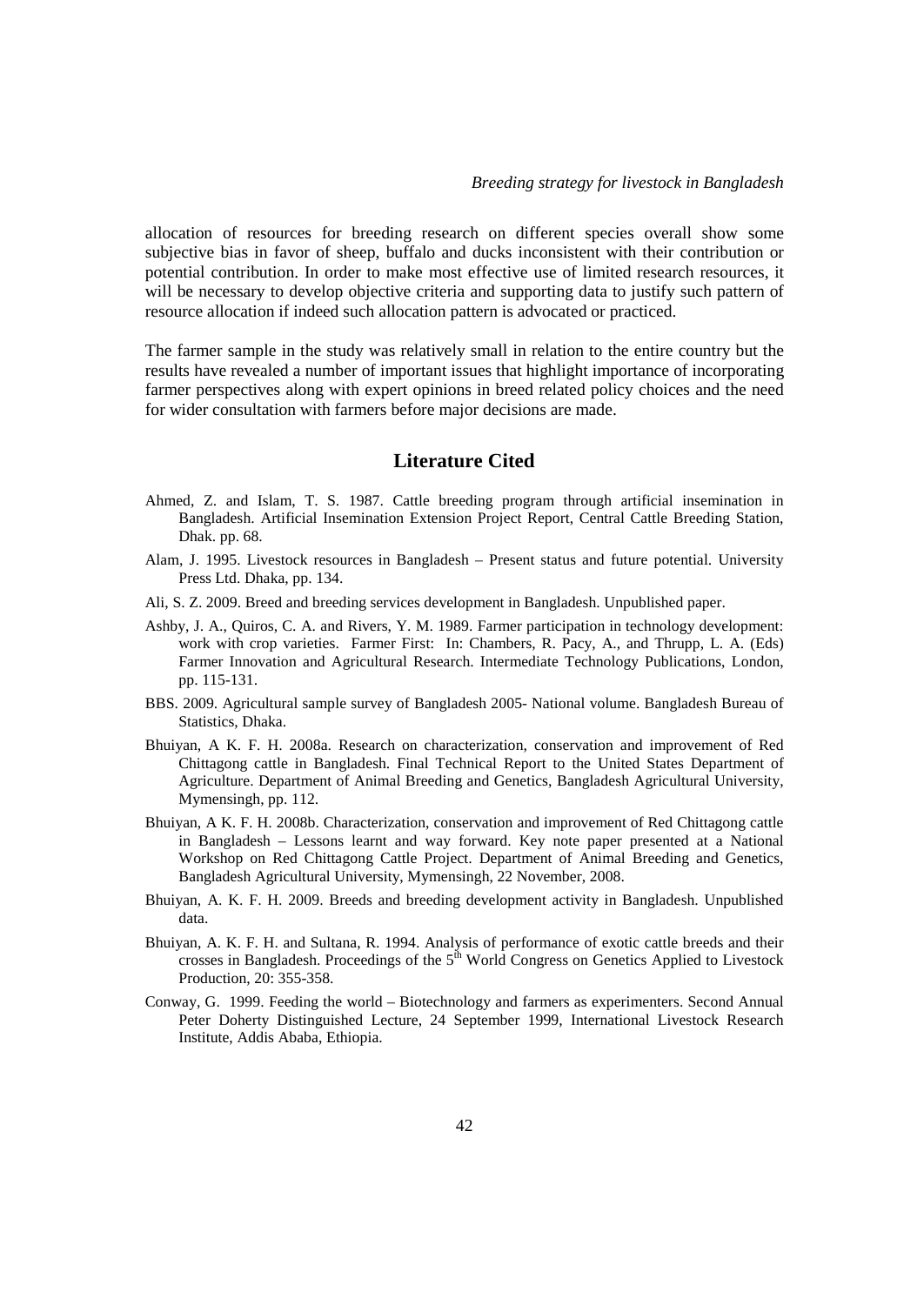allocation of resources for breeding research on different species overall show some subjective bias in favor of sheep, buffalo and ducks inconsistent with their contribution or potential contribution. In order to make most effective use of limited research resources, it will be necessary to develop objective criteria and supporting data to justify such pattern of resource allocation if indeed such allocation pattern is advocated or practiced.

The farmer sample in the study was relatively small in relation to the entire country but the results have revealed a number of important issues that highlight importance of incorporating farmer perspectives along with expert opinions in breed related policy choices and the need for wider consultation with farmers before major decisions are made.

## Literature Cited

Ahmed, Z. and Islam, T. S. 1987. Cattle breeding program through artificial insemination in Bangladesh. Artificial Insemination Extension Project Report, Central Cattle Breeding Station, Dhak. pp. 68.

Alam, J. 1995. Livestock resources in Bangladesh – Present status and future potential. University Press Ltd. Dhaka, pp. 134.

Ali, S. Z. 2009. Breed and breeding services development in Bangladesh. Unpublished paper.

Ashby, J. A., Quiros, C. A. and Rivers, Y. M. 1989. Farmer participation in technology development: work with crop varieties. Farmer First: In: Chambers, R. Pacy, A., and Thrupp, L. A. (Eds) Farmer Innovation and Agricultural Research. Intermediate Technology Publications, London, pp. 115-131.

BBS. 2009. Agricultural sample survey of Bangladesh 2005- National volume. Bangladesh Bureau of Statistics, Dhaka.

Bhuiyan, A K. F. H. 2008a. Research on characterization, conservation and improvement of Red Chittagong cattle in Bangladesh. Final Technical Report to the United States Department of Agriculture. Department of Animal Breeding and Genetics, Bangladesh Agricultural University, Mymensingh, pp. 112.

Bhuiyan, A K. F. H. 2008b. Characterization, conservation and improvement of Red Chittagong cattle in Bangladesh – Lessons learnt and way forward. Key note paper presented at a National Workshop on Red Chittagong Cattle Project. Department of Animal Breeding and Genetics, Bangladesh Agricultural University, Mymensingh, 22 November, 2008.

Bhuiyan, A. K. F. H. 2009. Breeds and breeding development activity in Bangladesh. Unpublished data.

Bhuiyan, A. K. F. H. and Sultana, R. 1994. Analysis of performance of exotic cattle breeds and their crosses in Bangladesh. Proceedings of the 5th World Congress on Genetics Applied to Livestock Production, 20: 355-358.

Conway, G. 1999. Feeding the world – Biotechnology and farmers as experimenters. Second Annual Peter Doherty Distinguished Lecture, 24 September 1999, International Livestock Research Institute, Addis Ababa, Ethiopia.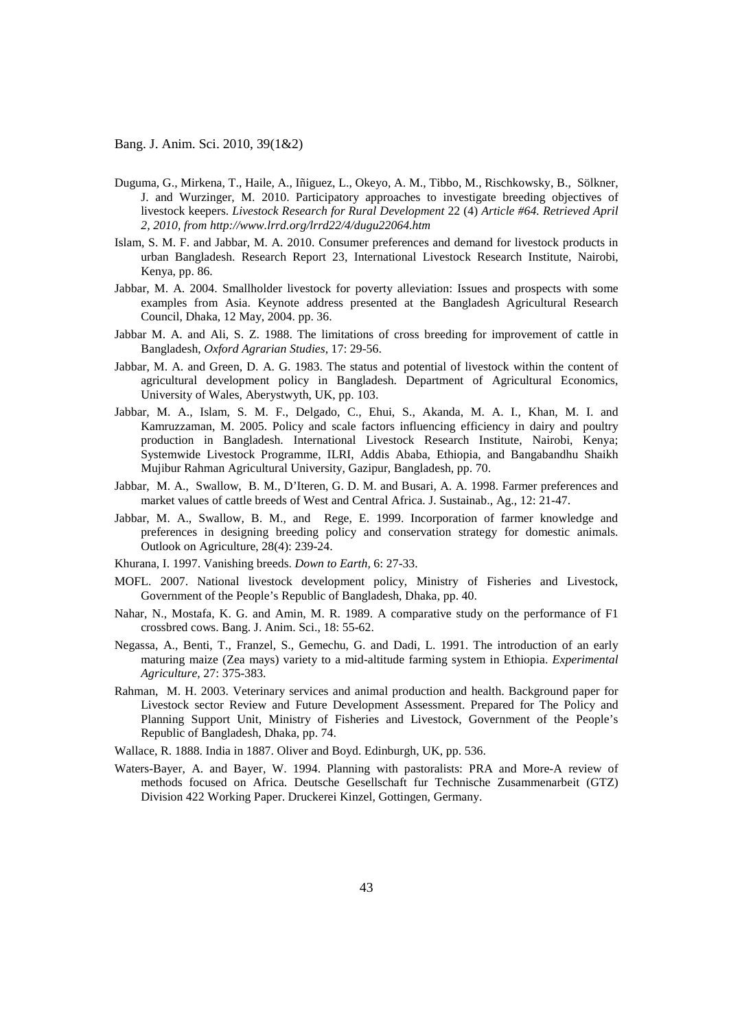Duguma, G., Mirkena, T., Haile, A., Iñiguez, L., Okeyo, A. M., Tibbo, M., Rischkowsky, B., Sölkner, J. and Wurzinger, M. 2010. Participatory approaches to investigate breeding objectives of livestock keepers. *Livestock Research for Rural Development* 22 (4) *Article #64. Retrieved April 2, 2010, from http://www.lrrd.org/lrrd22/4/dugu22064.htm*

Islam, S. M. F. and Jabbar, M. A. 2010. Consumer preferences and demand for livestock products in urban Bangladesh. Research Report 23, International Livestock Research Institute, Nairobi, Kenya, pp. 86.

Jabbar, M. A. 2004. Smallholder livestock for poverty alleviation: Issues and prospects with some examples from Asia. Keynote address presented at the Bangladesh Agricultural Research Council, Dhaka, 12 May, 2004. pp. 36.

Jabbar M. A. and Ali, S. Z. 1988. The limitations of cross breeding for improvement of cattle in Bangladesh, *Oxford Agrarian Studies*, 17: 29-56.

Jabbar, M. A. and Green, D. A. G. 1983. The status and potential of livestock within the content of agricultural development policy in Bangladesh. Department of Agricultural Economics, University of Wales, Aberystwyth, UK, pp. 103.

Jabbar, M. A., Islam, S. M. F., Delgado, C., Ehui, S., Akanda, M. A. I., Khan, M. I. and Kamruzzaman, M. 2005. Policy and scale factors influencing efficiency in dairy and poultry production in Bangladesh. International Livestock Research Institute, Nairobi, Kenya; Systemwide Livestock Programme, ILRI, Addis Ababa, Ethiopia, and Bangabandhu Shaikh Mujibur Rahman Agricultural University, Gazipur, Bangladesh, pp. 70.

Jabbar, M. A., Swallow, B. M., D'Iteren, G. D. M. and Busari, A. A. 1998. Farmer preferences and market values of cattle breeds of West and Central Africa. J. Sustainab., Ag., 12: 21-47.

Jabbar, M. A., Swallow, B. M., and Rege, E. 1999. Incorporation of farmer knowledge and preferences in designing breeding policy and conservation strategy for domestic animals. Outlook on Agriculture, 28(4): 239-24.

Khurana, I. 1997. Vanishing breeds. *Down to Earth*, 6: 27-33.

MOFL. 2007. National livestock development policy, Ministry of Fisheries and Livestock, Government of the People's Republic of Bangladesh, Dhaka, pp. 40.

Nahar, N., Mostafa, K. G. and Amin, M. R. 1989. A comparative study on the performance of F1 crossbred cows. Bang. J. Anim. Sci., 18: 55-62.

Negassa, A., Benti, T., Franzel, S., Gemechu, G. and Dadi, L. 1991. The introduction of an early maturing maize (Zea mays) variety to a mid-altitude farming system in Ethiopia. *Experimental Agriculture,* 27: 375-383.

Rahman, M. H. 2003. Veterinary services and animal production and health. Background paper for Livestock sector Review and Future Development Assessment. Prepared for The Policy and Planning Support Unit, Ministry of Fisheries and Livestock, Government of the People's Republic of Bangladesh, Dhaka, pp. 74.

Wallace, R. 1888. India in 1887. Oliver and Boyd. Edinburgh, UK, pp. 536.

Waters-Bayer, A. and Bayer, W. 1994. Planning with pastoralists: PRA and More-A review of methods focused on Africa. Deutsche Gesellschaft fur Technische Zusammenarbeit (GTZ) Division 422 Working Paper. Druckerei Kinzel, Gottingen, Germany.